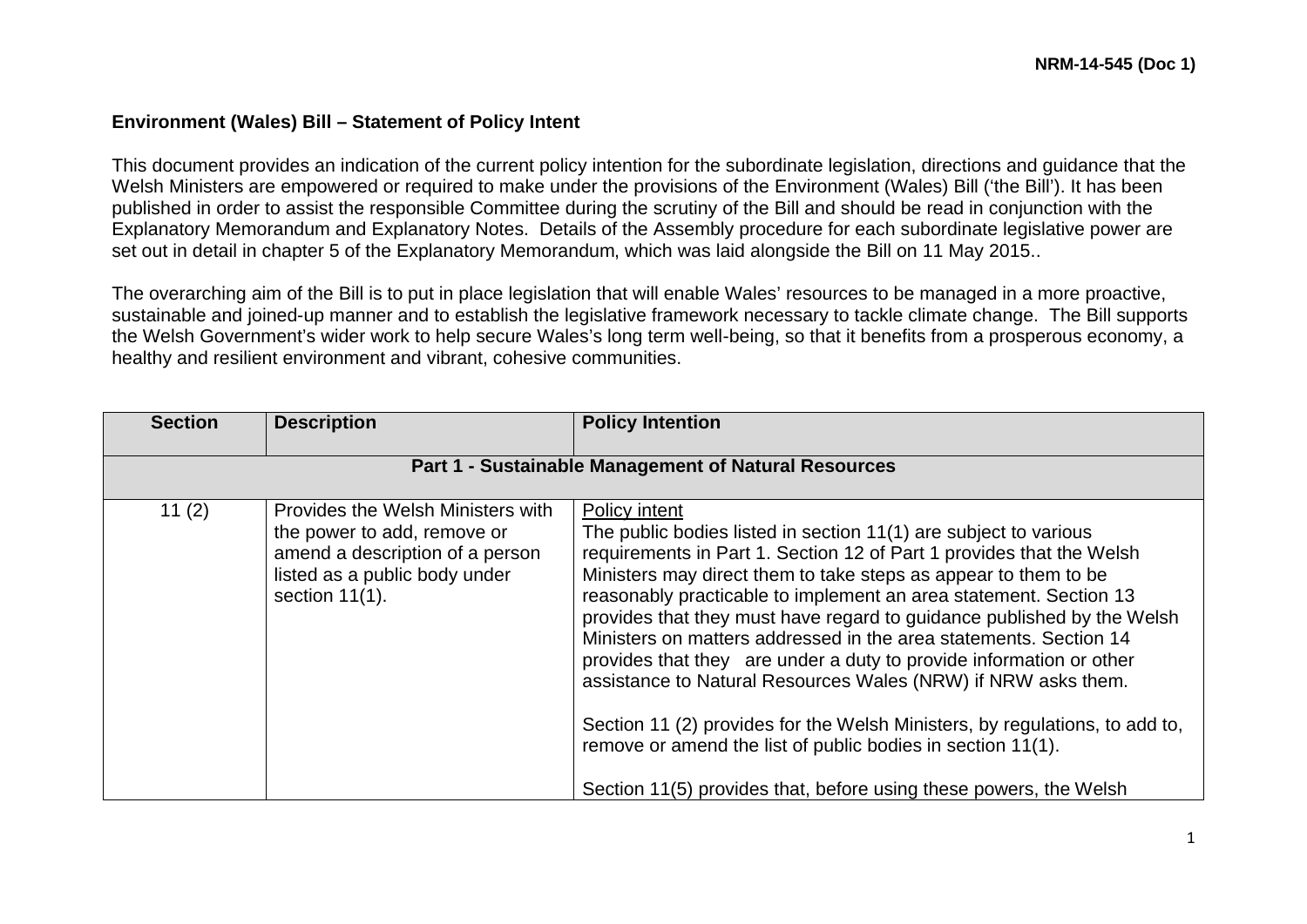NRM-14-545 (Doc 1)

**Environment (Wales) Bill – Statement of Policy Intent**

This document provides an indication of the current policy intention for the subordinate legislation, directions and guidance that the Welsh Ministers are empowered or required to make under the provisions of the Environment (Wales) Bill ('the Bill'). It has been published in order to assist the responsible Committee during the scrutiny of the Bill and should be read in conjunction with the Explanatory Memorandum and Explanatory Notes. Details of the Assembly procedure for each subordinate legislative power are set out in detail in chapter 5 of the Explanatory Memorandum, which was laid alongside the Bill on 11 May 2015..

The overarching aim of the Bill is to put in place legislation that will enable Wales' resources to be managed in a more proactive, sustainable and joined-up manner and to establish the legislative framework necessary to tackle climate change. The Bill supports the Welsh Government's wider work to help secure Wales's long term well-being, so that it benefits from a prosperous economy, a healthy and resilient environment and vibrant, cohesive communities.

| Section | Description | Policy Intention |
|---|---|---|
| **Part 1 - Sustainable Management of Natural Resources** | | |
| 11 (2) | Provides the Welsh Ministers with the power to add, remove or amend a description of a person listed as a public body under section 11(1). | Policy intent<br>The public bodies listed in section 11(1) are subject to various requirements in Part 1. Section 12 of Part 1 provides that the Welsh Ministers may direct them to take steps as appear to them to be reasonably practicable to implement an area statement. Section 13 provides that they must have regard to guidance published by the Welsh Ministers on matters addressed in the area statements. Section 14 provides that they are under a duty to provide information or other assistance to Natural Resources Wales (NRW) if NRW asks them.<br><br>Section 11 (2) provides for the Welsh Ministers, by regulations, to add to, remove or amend the list of public bodies in section 11(1).<br><br>Section 11(5) provides that, before using these powers, the Welsh |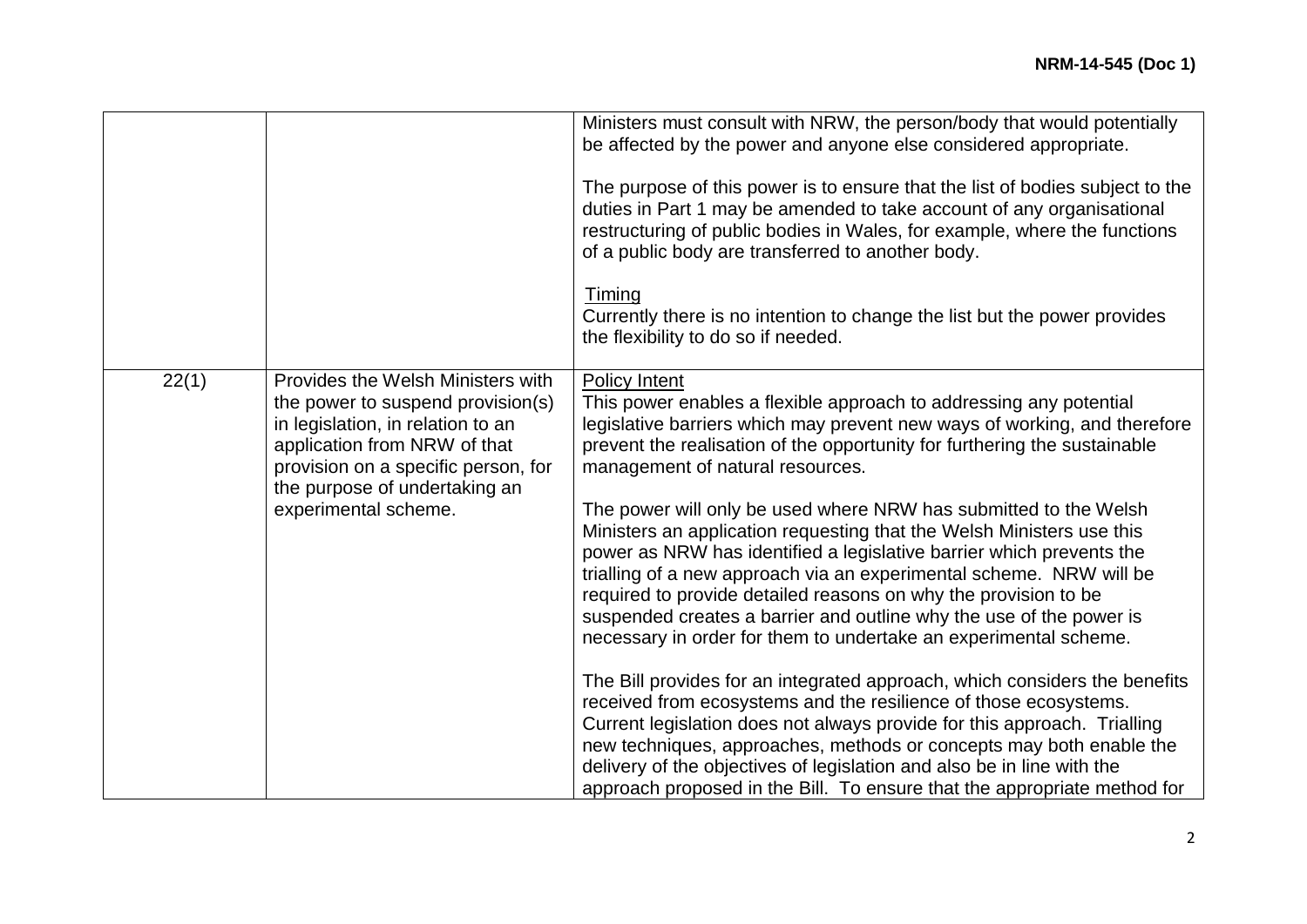|  |  |  |
|---|---|---|
|  |  | Ministers must consult with NRW, the person/body that would potentially be affected by the power and anyone else considered appropriate.<br><br>The purpose of this power is to ensure that the list of bodies subject to the duties in Part 1 may be amended to take account of any organisational restructuring of public bodies in Wales, for example, where the functions of a public body are transferred to another body.<br><br><u>Timing</u><br>Currently there is no intention to change the list but the power provides the flexibility to do so if needed. |
| 22(1) | Provides the Welsh Ministers with the power to suspend provision(s) in legislation, in relation to an application from NRW of that provision on a specific person, for the purpose of undertaking an experimental scheme. | <u>Policy Intent</u><br>This power enables a flexible approach to addressing any potential legislative barriers which may prevent new ways of working, and therefore prevent the realisation of the opportunity for furthering the sustainable management of natural resources.<br><br>The power will only be used where NRW has submitted to the Welsh Ministers an application requesting that the Welsh Ministers use this power as NRW has identified a legislative barrier which prevents the trialling of a new approach via an experimental scheme. NRW will be required to provide detailed reasons on why the provision to be suspended creates a barrier and outline why the use of the power is necessary in order for them to undertake an experimental scheme.<br><br>The Bill provides for an integrated approach, which considers the benefits received from ecosystems and the resilience of those ecosystems. Current legislation does not always provide for this approach. Trialling new techniques, approaches, methods or concepts may both enable the delivery of the objectives of legislation and also be in line with the approach proposed in the Bill. To ensure that the appropriate method for |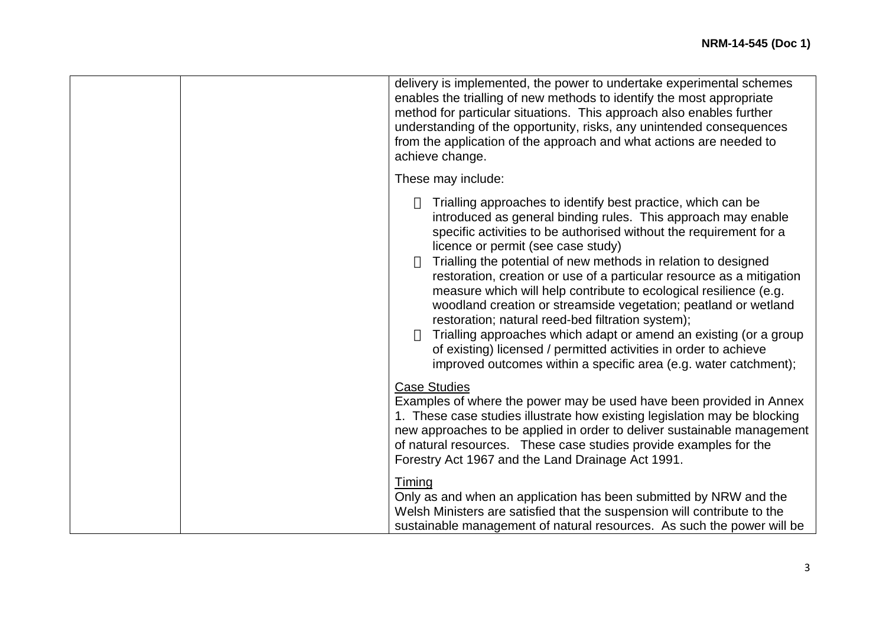| | | delivery is implemented, the power to undertake experimental schemes enables the trialling of new methods to identify the most appropriate method for particular situations. This approach also enables further understanding of the opportunity, risks, any unintended consequences from the application of the approach and what actions are needed to achieve change.<br><br>These may include:<br><br>- Trialling approaches to identify best practice, which can be introduced as general binding rules. This approach may enable specific activities to be authorised without the requirement for a licence or permit (see case study)<br>- Trialling the potential of new methods in relation to designed restoration, creation or use of a particular resource as a mitigation measure which will help contribute to ecological resilience (e.g. woodland creation or streamside vegetation; peatland or wetland restoration; natural reed-bed filtration system);<br>- Trialling approaches which adapt or amend an existing (or a group of existing) licensed / permitted activities in order to achieve improved outcomes within a specific area (e.g. water catchment);<br><br><u>Case Studies</u><br>Examples of where the power may be used have been provided in Annex 1. These case studies illustrate how existing legislation may be blocking new approaches to be applied in order to deliver sustainable management of natural resources. These case studies provide examples for the Forestry Act 1967 and the Land Drainage Act 1991.<br><br><u>Timing</u><br>Only as and when an application has been submitted by NRW and the Welsh Ministers are satisfied that the suspension will contribute to the sustainable management of natural resources. As such the power will be |
|---|---|---|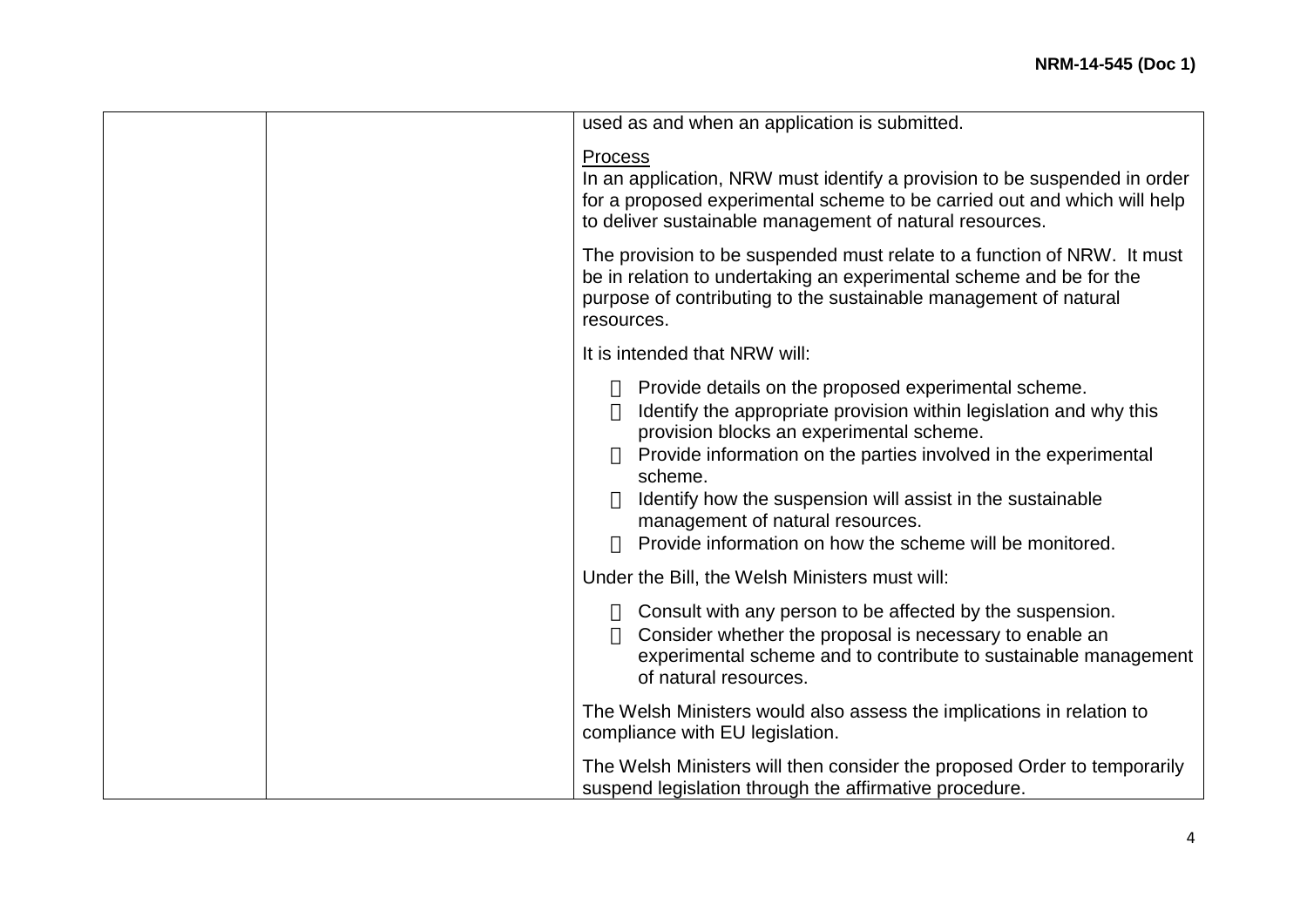| | | used as and when an application is submitted.<br><br><u>Process</u><br>In an application, NRW must identify a provision to be suspended in order for a proposed experimental scheme to be carried out and which will help to deliver sustainable management of natural resources.<br><br>The provision to be suspended must relate to a function of NRW. It must be in relation to undertaking an experimental scheme and be for the purpose of contributing to the sustainable management of natural resources.<br><br>It is intended that NRW will:<br><br>- Provide details on the proposed experimental scheme.<br>- Identify the appropriate provision within legislation and why this provision blocks an experimental scheme.<br>- Provide information on the parties involved in the experimental scheme.<br>- Identify how the suspension will assist in the sustainable management of natural resources.<br>- Provide information on how the scheme will be monitored.<br><br>Under the Bill, the Welsh Ministers must will:<br><br>- Consult with any person to be affected by the suspension.<br>- Consider whether the proposal is necessary to enable an experimental scheme and to contribute to sustainable management of natural resources.<br><br>The Welsh Ministers would also assess the implications in relation to compliance with EU legislation.<br><br>The Welsh Ministers will then consider the proposed Order to temporarily suspend legislation through the affirmative procedure. |
|---|---|---|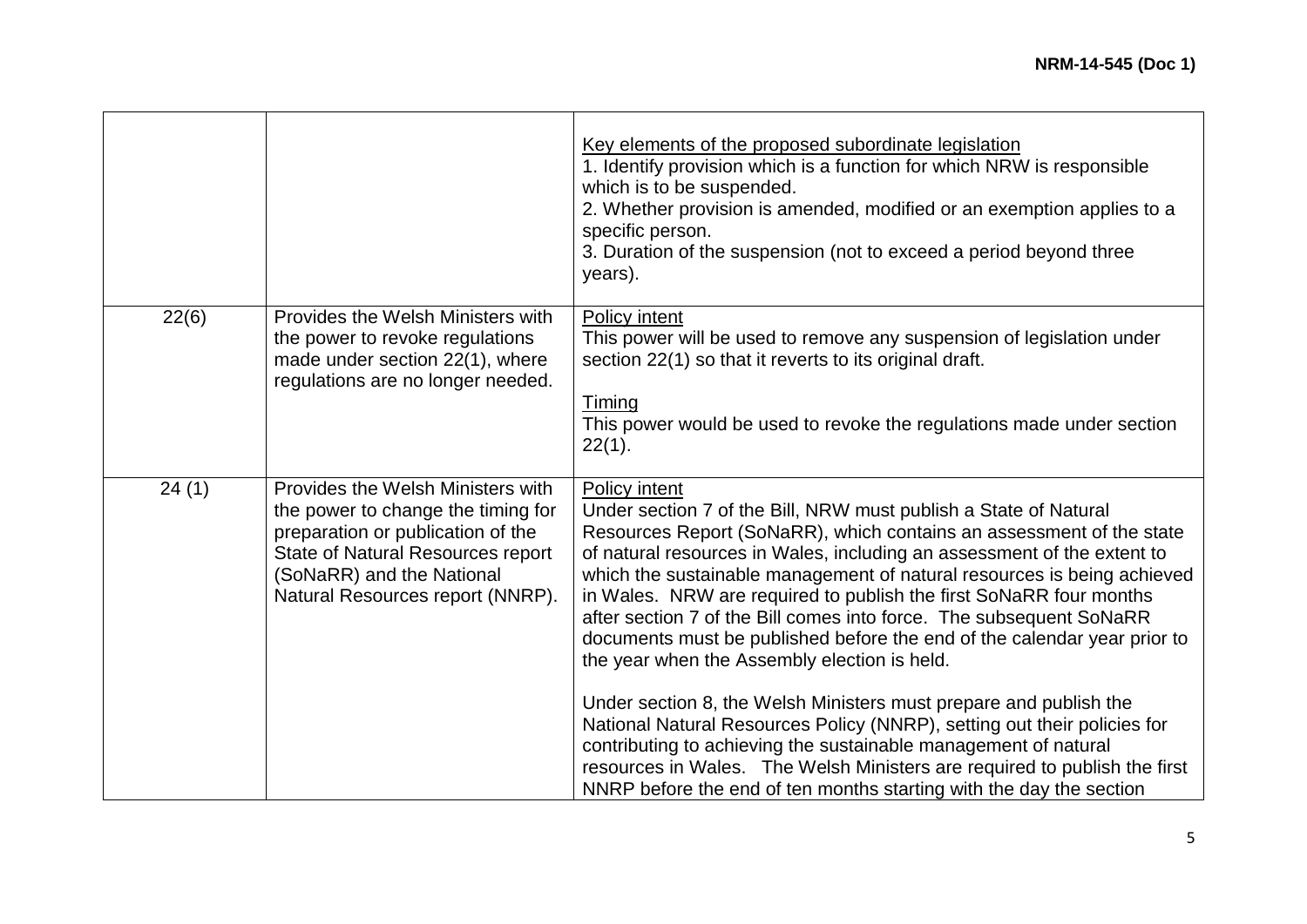| | | |
|---|---|---|
| | | Key elements of the proposed subordinate legislation<br>1. Identify provision which is a function for which NRW is responsible which is to be suspended.<br>2. Whether provision is amended, modified or an exemption applies to a specific person.<br>3. Duration of the suspension (not to exceed a period beyond three years). |
| 22(6) | Provides the Welsh Ministers with the power to revoke regulations made under section 22(1), where regulations are no longer needed. | Policy intent<br>This power will be used to remove any suspension of legislation under section 22(1) so that it reverts to its original draft.<br><br>Timing<br>This power would be used to revoke the regulations made under section 22(1). |
| 24 (1) | Provides the Welsh Ministers with the power to change the timing for preparation or publication of the State of Natural Resources report (SoNaRR) and the National Natural Resources report (NNRP). | Policy intent<br>Under section 7 of the Bill, NRW must publish a State of Natural Resources Report (SoNaRR), which contains an assessment of the state of natural resources in Wales, including an assessment of the extent to which the sustainable management of natural resources is being achieved in Wales. NRW are required to publish the first SoNaRR four months after section 7 of the Bill comes into force. The subsequent SoNaRR documents must be published before the end of the calendar year prior to the year when the Assembly election is held.<br><br>Under section 8, the Welsh Ministers must prepare and publish the National Natural Resources Policy (NNRP), setting out their policies for contributing to achieving the sustainable management of natural resources in Wales. The Welsh Ministers are required to publish the first NNRP before the end of ten months starting with the day the section |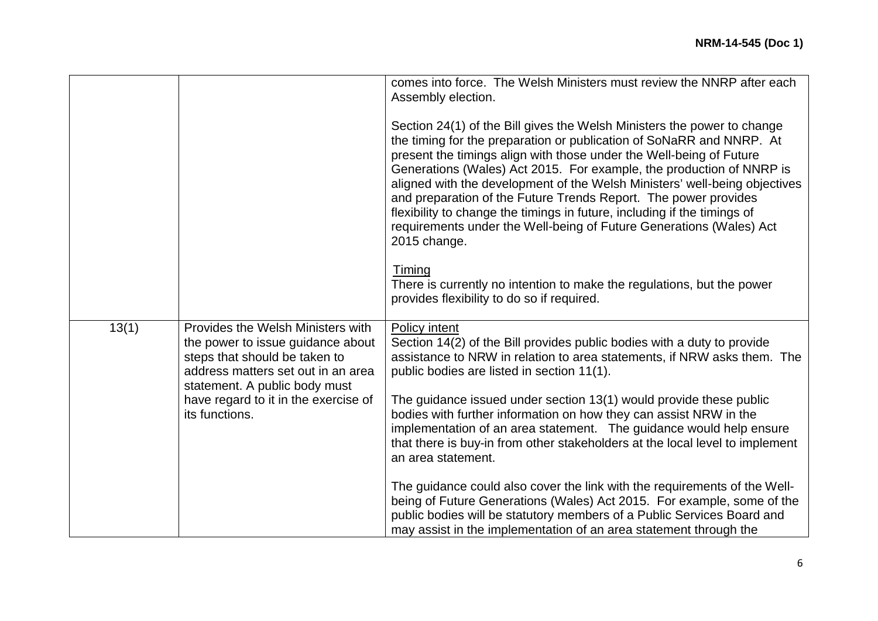| | | |
|---|---|---|
| | | comes into force. The Welsh Ministers must review the NNRP after each Assembly election.<br><br>Section 24(1) of the Bill gives the Welsh Ministers the power to change the timing for the preparation or publication of SoNaRR and NNRP. At present the timings align with those under the Well-being of Future Generations (Wales) Act 2015. For example, the production of NNRP is aligned with the development of the Welsh Ministers' well-being objectives and preparation of the Future Trends Report. The power provides flexibility to change the timings in future, including if the timings of requirements under the Well-being of Future Generations (Wales) Act 2015 change.<br><br>Timing<br>There is currently no intention to make the regulations, but the power provides flexibility to do so if required. |
| 13(1) | Provides the Welsh Ministers with the power to issue guidance about steps that should be taken to address matters set out in an area statement. A public body must have regard to it in the exercise of its functions. | Policy intent<br>Section 14(2) of the Bill provides public bodies with a duty to provide assistance to NRW in relation to area statements, if NRW asks them. The public bodies are listed in section 11(1).<br><br>The guidance issued under section 13(1) would provide these public bodies with further information on how they can assist NRW in the implementation of an area statement. The guidance would help ensure that there is buy-in from other stakeholders at the local level to implement an area statement.<br><br>The guidance could also cover the link with the requirements of the Well-being of Future Generations (Wales) Act 2015. For example, some of the public bodies will be statutory members of a Public Services Board and may assist in the implementation of an area statement through the |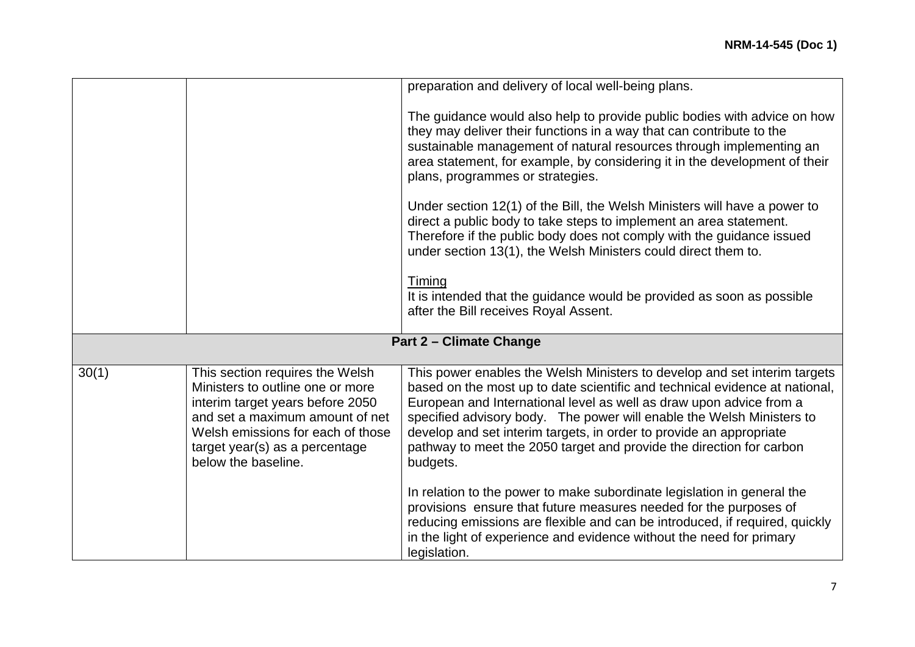| | | |
|---|---|---|
| | | preparation and delivery of local well-being plans.<br><br>The guidance would also help to provide public bodies with advice on how they may deliver their functions in a way that can contribute to the sustainable management of natural resources through implementing an area statement, for example, by considering it in the development of their plans, programmes or strategies.<br><br>Under section 12(1) of the Bill, the Welsh Ministers will have a power to direct a public body to take steps to implement an area statement. Therefore if the public body does not comply with the guidance issued under section 13(1), the Welsh Ministers could direct them to.<br><br><u>Timing</u><br>It is intended that the guidance would be provided as soon as possible after the Bill receives Royal Assent. |
| | **Part 2 – Climate Change** | |
| 30(1) | This section requires the Welsh Ministers to outline one or more interim target years before 2050 and set a maximum amount of net Welsh emissions for each of those target year(s) as a percentage below the baseline. | This power enables the Welsh Ministers to develop and set interim targets based on the most up to date scientific and technical evidence at national, European and International level as well as draw upon advice from a specified advisory body. The power will enable the Welsh Ministers to develop and set interim targets, in order to provide an appropriate pathway to meet the 2050 target and provide the direction for carbon budgets.<br><br>In relation to the power to make subordinate legislation in general the provisions ensure that future measures needed for the purposes of reducing emissions are flexible and can be introduced, if required, quickly in the light of experience and evidence without the need for primary legislation. |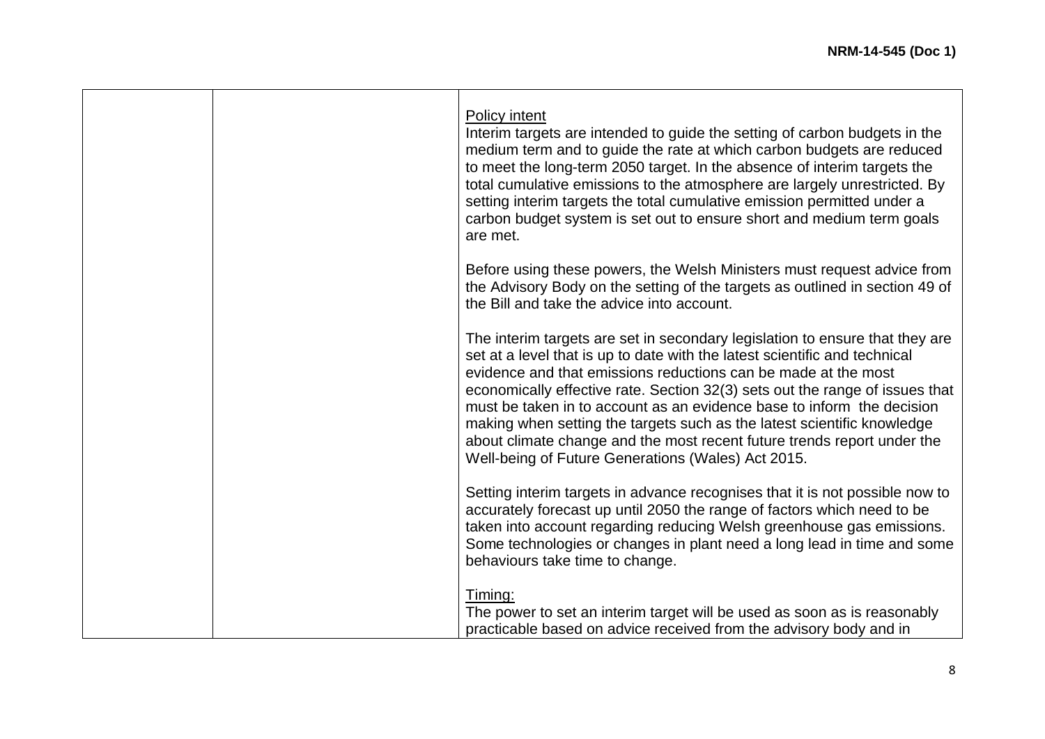| | | Policy intent<br>Interim targets are intended to guide the setting of carbon budgets in the medium term and to guide the rate at which carbon budgets are reduced to meet the long-term 2050 target. In the absence of interim targets the total cumulative emissions to the atmosphere are largely unrestricted. By setting interim targets the total cumulative emission permitted under a carbon budget system is set out to ensure short and medium term goals are met.<br><br>Before using these powers, the Welsh Ministers must request advice from the Advisory Body on the setting of the targets as outlined in section 49 of the Bill and take the advice into account.<br><br>The interim targets are set in secondary legislation to ensure that they are set at a level that is up to date with the latest scientific and technical evidence and that emissions reductions can be made at the most economically effective rate. Section 32(3) sets out the range of issues that must be taken in to account as an evidence base to inform the decision making when setting the targets such as the latest scientific knowledge about climate change and the most recent future trends report under the Well-being of Future Generations (Wales) Act 2015.<br><br>Setting interim targets in advance recognises that it is not possible now to accurately forecast up until 2050 the range of factors which need to be taken into account regarding reducing Welsh greenhouse gas emissions. Some technologies or changes in plant need a long lead in time and some behaviours take time to change.<br><br>Timing:<br>The power to set an interim target will be used as soon as is reasonably practicable based on advice received from the advisory body and in |
|---|---|---|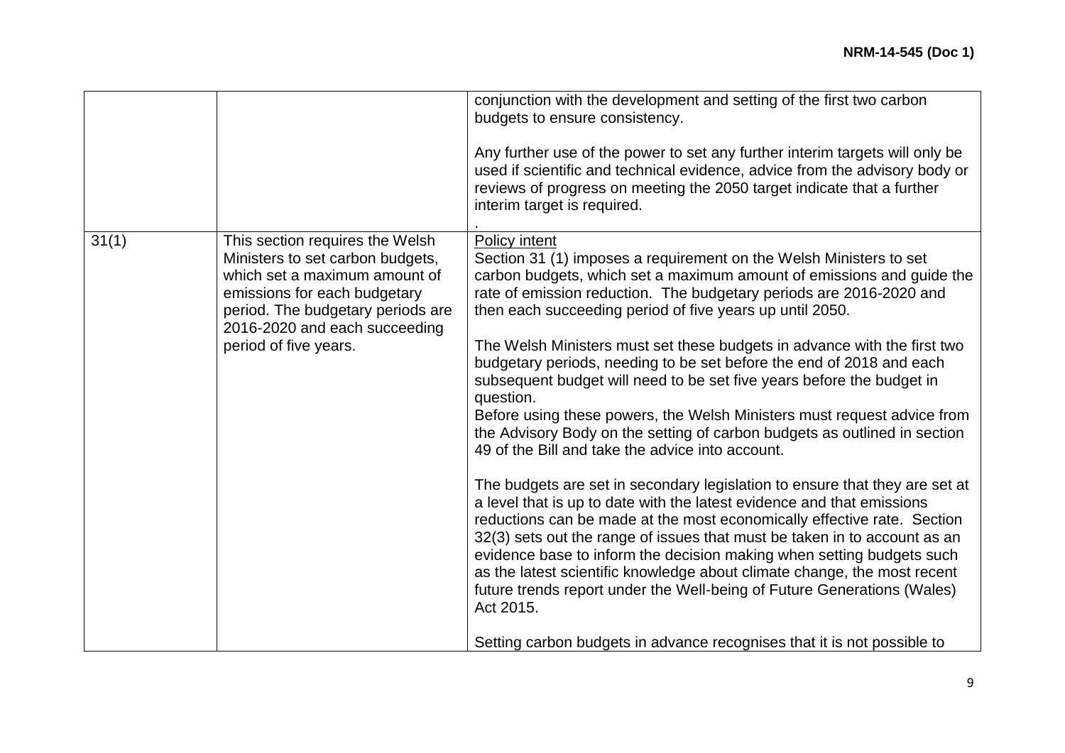| | | |
|---|---|---|
| | | conjunction with the development and setting of the first two carbon budgets to ensure consistency.<br><br>Any further use of the power to set any further interim targets will only be used if scientific and technical evidence, advice from the advisory body or reviews of progress on meeting the 2050 target indicate that a further interim target is required.<br>. |
| 31(1) | This section requires the Welsh Ministers to set carbon budgets, which set a maximum amount of emissions for each budgetary period. The budgetary periods are 2016-2020 and each succeeding period of five years. | Policy intent<br>Section 31 (1) imposes a requirement on the Welsh Ministers to set carbon budgets, which set a maximum amount of emissions and guide the rate of emission reduction. The budgetary periods are 2016-2020 and then each succeeding period of five years up until 2050.<br><br>The Welsh Ministers must set these budgets in advance with the first two budgetary periods, needing to be set before the end of 2018 and each subsequent budget will need to be set five years before the budget in question.<br>Before using these powers, the Welsh Ministers must request advice from the Advisory Body on the setting of carbon budgets as outlined in section 49 of the Bill and take the advice into account.<br><br>The budgets are set in secondary legislation to ensure that they are set at a level that is up to date with the latest evidence and that emissions reductions can be made at the most economically effective rate. Section 32(3) sets out the range of issues that must be taken in to account as an evidence base to inform the decision making when setting budgets such as the latest scientific knowledge about climate change, the most recent future trends report under the Well-being of Future Generations (Wales) Act 2015.<br><br>Setting carbon budgets in advance recognises that it is not possible to |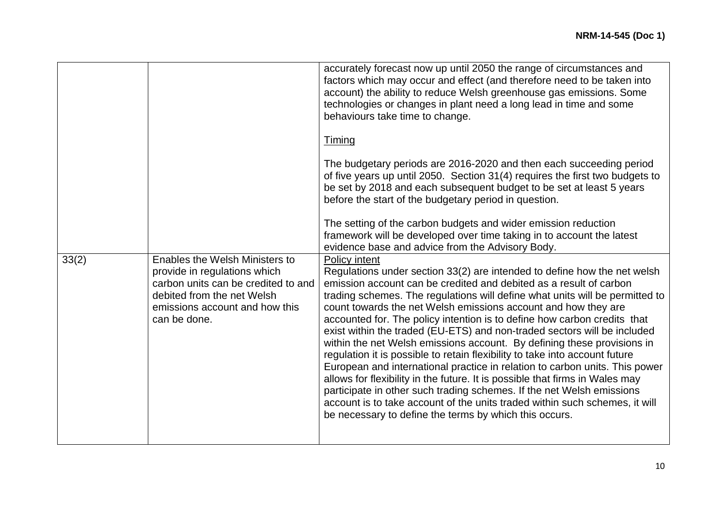| | | |
|---|---|---|
| | | accurately forecast now up until 2050 the range of circumstances and factors which may occur and effect (and therefore need to be taken into account) the ability to reduce Welsh greenhouse gas emissions. Some technologies or changes in plant need a long lead in time and some behaviours take time to change.<br><br><u>Timing</u><br><br>The budgetary periods are 2016-2020 and then each succeeding period of five years up until 2050. Section 31(4) requires the first two budgets to be set by 2018 and each subsequent budget to be set at least 5 years before the start of the budgetary period in question.<br><br>The setting of the carbon budgets and wider emission reduction framework will be developed over time taking in to account the latest evidence base and advice from the Advisory Body. |
| 33(2) | Enables the Welsh Ministers to provide in regulations which carbon units can be credited to and debited from the net Welsh emissions account and how this can be done. | <u>Policy intent</u><br>Regulations under section 33(2) are intended to define how the net welsh emission account can be credited and debited as a result of carbon trading schemes. The regulations will define what units will be permitted to count towards the net Welsh emissions account and how they are accounted for. The policy intention is to define how carbon credits that exist within the traded (EU-ETS) and non-traded sectors will be included within the net Welsh emissions account. By defining these provisions in regulation it is possible to retain flexibility to take into account future European and international practice in relation to carbon units. This power allows for flexibility in the future. It is possible that firms in Wales may participate in other such trading schemes. If the net Welsh emissions account is to take account of the units traded within such schemes, it will be necessary to define the terms by which this occurs. |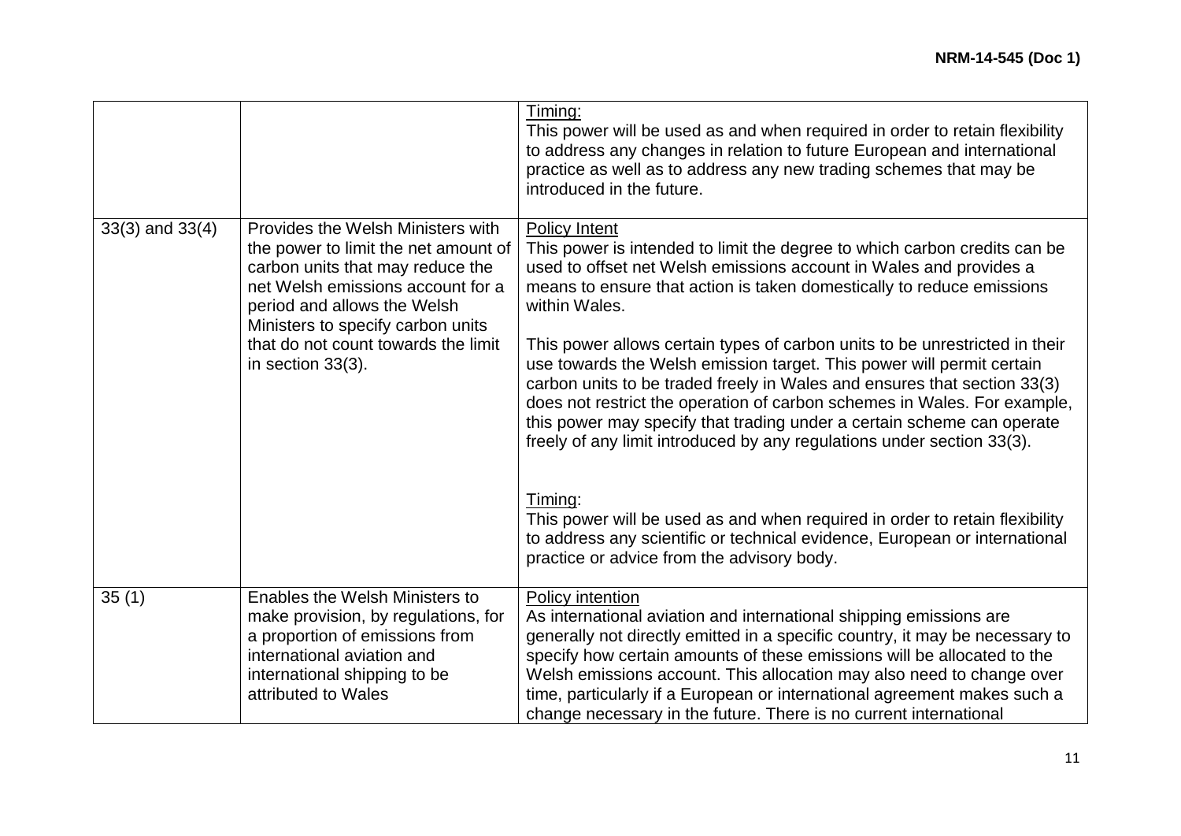| | | |
|---|---|---|
| | | Timing:<br>This power will be used as and when required in order to retain flexibility to address any changes in relation to future European and international practice as well as to address any new trading schemes that may be introduced in the future. |
| 33(3) and 33(4) | Provides the Welsh Ministers with the power to limit the net amount of carbon units that may reduce the net Welsh emissions account for a period and allows the Welsh Ministers to specify carbon units that do not count towards the limit in section 33(3). | Policy Intent<br>This power is intended to limit the degree to which carbon credits can be used to offset net Welsh emissions account in Wales and provides a means to ensure that action is taken domestically to reduce emissions within Wales.<br><br>This power allows certain types of carbon units to be unrestricted in their use towards the Welsh emission target. This power will permit certain carbon units to be traded freely in Wales and ensures that section 33(3) does not restrict the operation of carbon schemes in Wales. For example, this power may specify that trading under a certain scheme can operate freely of any limit introduced by any regulations under section 33(3).<br><br>Timing:<br>This power will be used as and when required in order to retain flexibility to address any scientific or technical evidence, European or international practice or advice from the advisory body. |
| 35 (1) | Enables the Welsh Ministers to make provision, by regulations, for a proportion of emissions from international aviation and international shipping to be attributed to Wales | Policy intention<br>As international aviation and international shipping emissions are generally not directly emitted in a specific country, it may be necessary to specify how certain amounts of these emissions will be allocated to the Welsh emissions account. This allocation may also need to change over time, particularly if a European or international agreement makes such a change necessary in the future. There is no current international |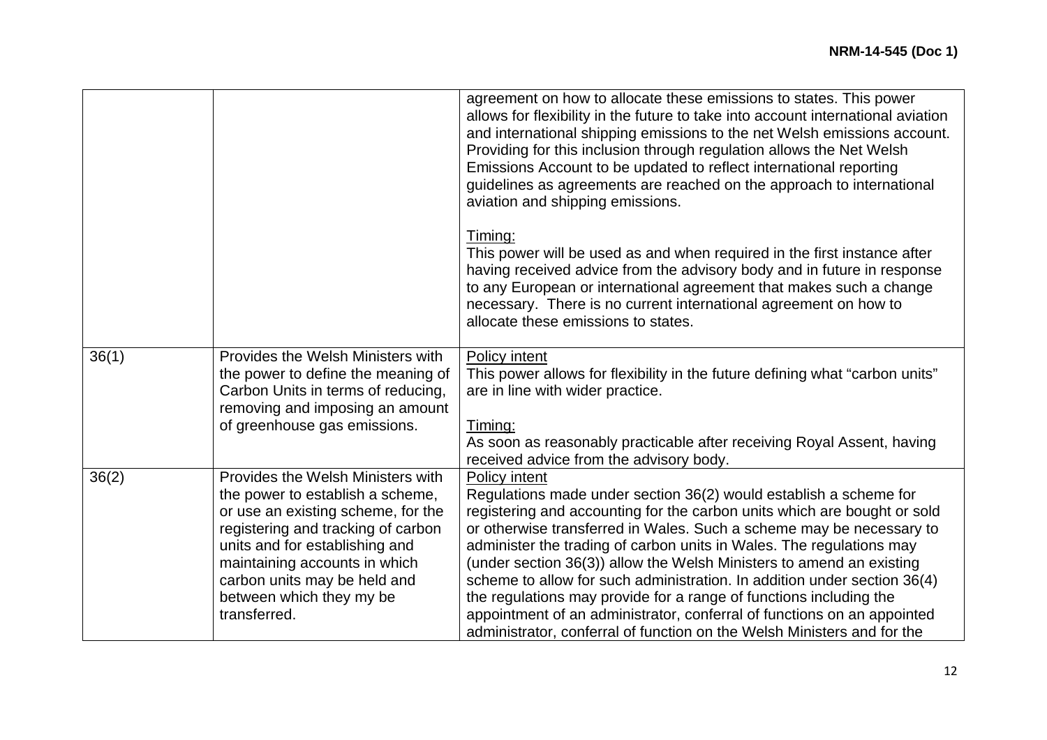| | | |
|---|---|---|
| | | agreement on how to allocate these emissions to states. This power allows for flexibility in the future to take into account international aviation and international shipping emissions to the net Welsh emissions account. Providing for this inclusion through regulation allows the Net Welsh Emissions Account to be updated to reflect international reporting guidelines as agreements are reached on the approach to international aviation and shipping emissions.<br><br><u>Timing:</u><br>This power will be used as and when required in the first instance after having received advice from the advisory body and in future in response to any European or international agreement that makes such a change necessary. There is no current international agreement on how to allocate these emissions to states. |
| 36(1) | Provides the Welsh Ministers with the power to define the meaning of Carbon Units in terms of reducing, removing and imposing an amount of greenhouse gas emissions. | <u>Policy intent</u><br>This power allows for flexibility in the future defining what "carbon units" are in line with wider practice.<br><br><u>Timing:</u><br>As soon as reasonably practicable after receiving Royal Assent, having received advice from the advisory body. |
| 36(2) | Provides the Welsh Ministers with the power to establish a scheme, or use an existing scheme, for the registering and tracking of carbon units and for establishing and maintaining accounts in which carbon units may be held and between which they my be transferred. | <u>Policy intent</u><br>Regulations made under section 36(2) would establish a scheme for registering and accounting for the carbon units which are bought or sold or otherwise transferred in Wales. Such a scheme may be necessary to administer the trading of carbon units in Wales. The regulations may (under section 36(3)) allow the Welsh Ministers to amend an existing scheme to allow for such administration. In addition under section 36(4) the regulations may provide for a range of functions including the appointment of an administrator, conferral of functions on an appointed administrator, conferral of function on the Welsh Ministers and for the |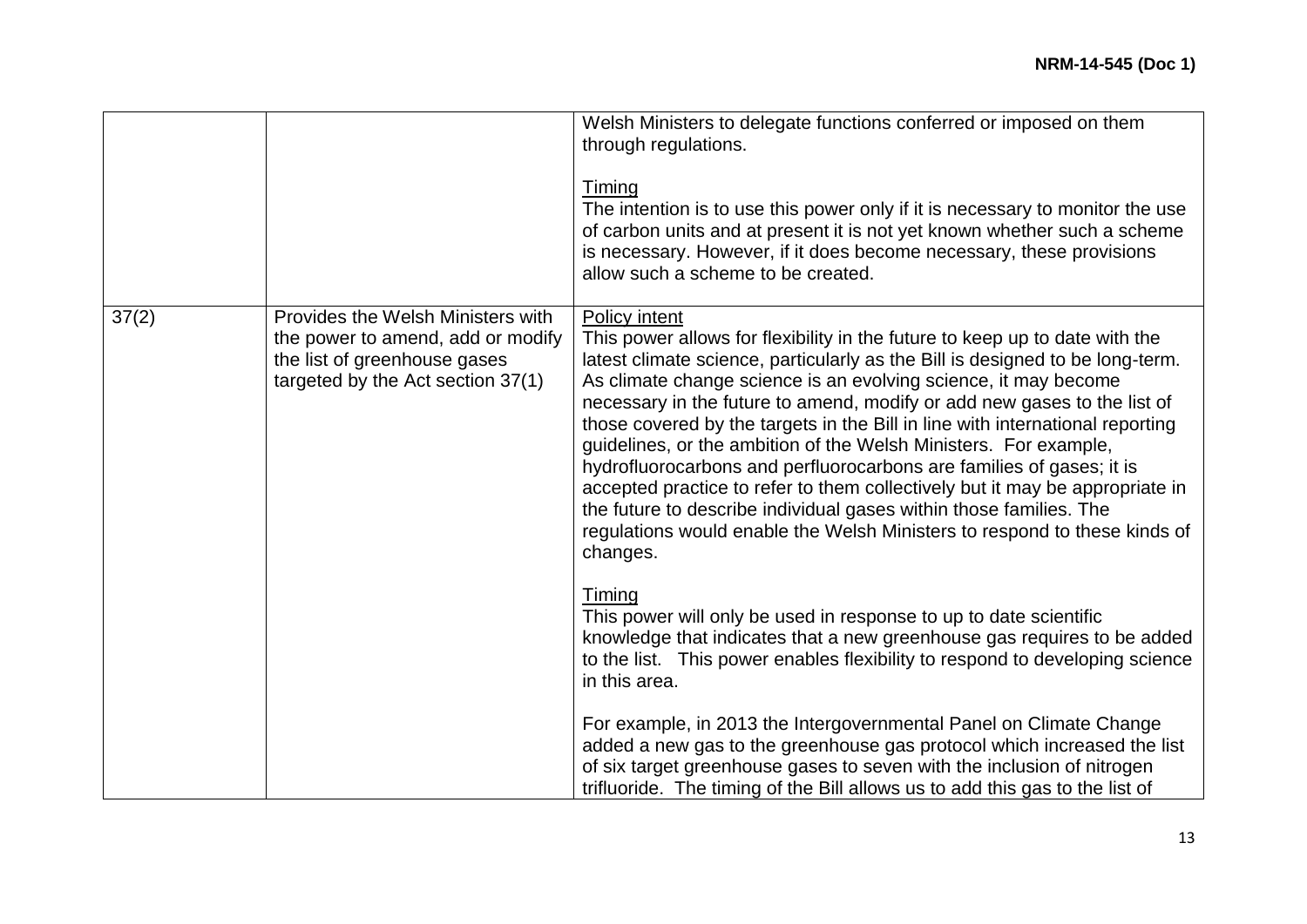| | | |
|---|---|---|
| | | Welsh Ministers to delegate functions conferred or imposed on them through regulations.<br><br><u>Timing</u><br>The intention is to use this power only if it is necessary to monitor the use of carbon units and at present it is not yet known whether such a scheme is necessary. However, if it does become necessary, these provisions allow such a scheme to be created. |
| 37(2) | Provides the Welsh Ministers with the power to amend, add or modify the list of greenhouse gases targeted by the Act section 37(1) | <u>Policy intent</u><br>This power allows for flexibility in the future to keep up to date with the latest climate science, particularly as the Bill is designed to be long-term. As climate change science is an evolving science, it may become necessary in the future to amend, modify or add new gases to the list of those covered by the targets in the Bill in line with international reporting guidelines, or the ambition of the Welsh Ministers. For example, hydrofluorocarbons and perfluorocarbons are families of gases; it is accepted practice to refer to them collectively but it may be appropriate in the future to describe individual gases within those families. The regulations would enable the Welsh Ministers to respond to these kinds of changes.<br><br><u>Timing</u><br>This power will only be used in response to up to date scientific knowledge that indicates that a new greenhouse gas requires to be added to the list. This power enables flexibility to respond to developing science in this area.<br><br>For example, in 2013 the Intergovernmental Panel on Climate Change added a new gas to the greenhouse gas protocol which increased the list of six target greenhouse gases to seven with the inclusion of nitrogen trifluoride. The timing of the Bill allows us to add this gas to the list of |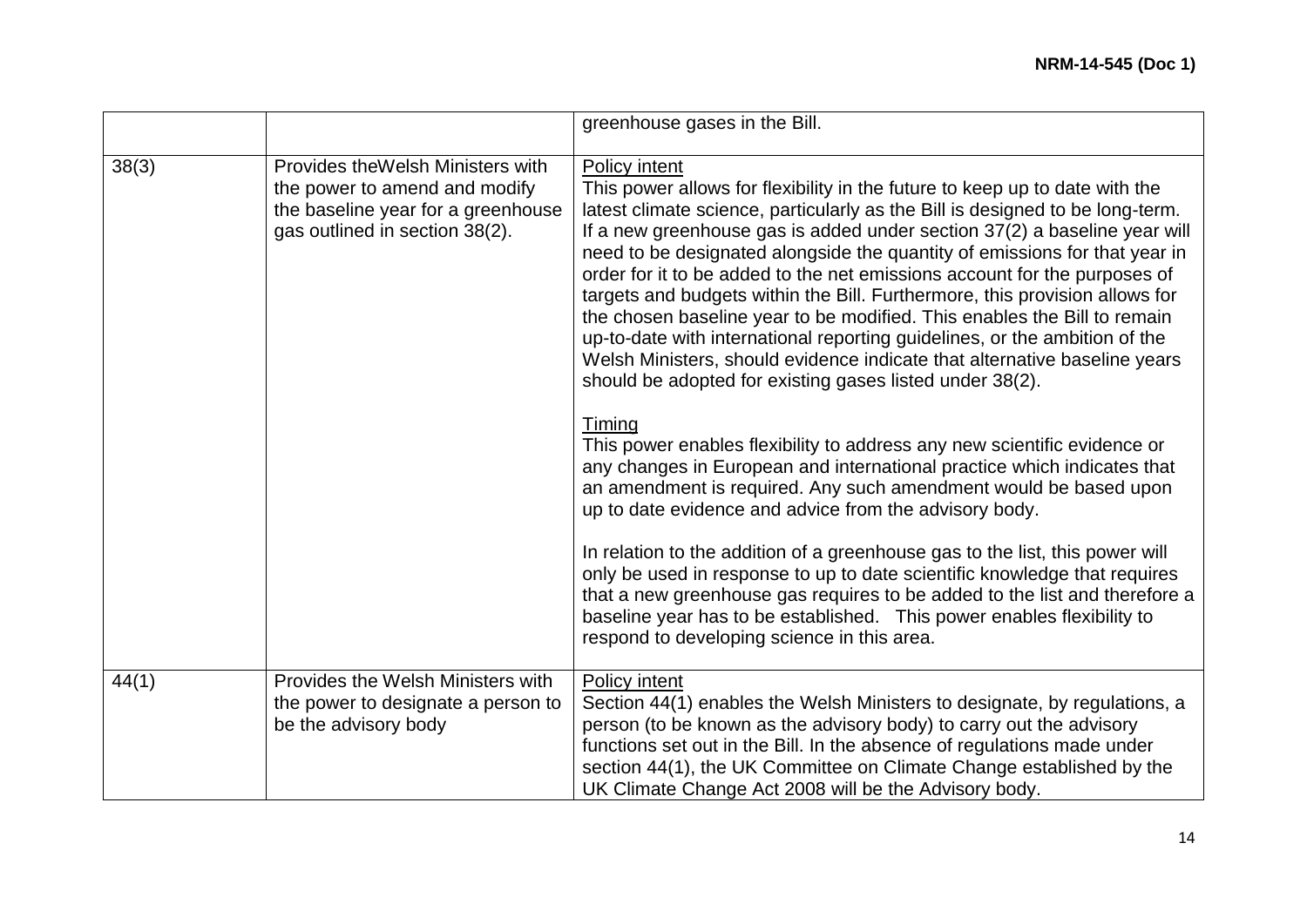|  |  |  |
|---|---|---|
|  |  | greenhouse gases in the Bill. |
| 38(3) | Provides theWelsh Ministers with the power to amend and modify the baseline year for a greenhouse gas outlined in section 38(2). | <u>Policy intent</u><br>This power allows for flexibility in the future to keep up to date with the latest climate science, particularly as the Bill is designed to be long-term. If a new greenhouse gas is added under section 37(2) a baseline year will need to be designated alongside the quantity of emissions for that year in order for it to be added to the net emissions account for the purposes of targets and budgets within the Bill. Furthermore, this provision allows for the chosen baseline year to be modified. This enables the Bill to remain up-to-date with international reporting guidelines, or the ambition of the Welsh Ministers, should evidence indicate that alternative baseline years should be adopted for existing gases listed under 38(2).<br><br><u>Timing</u><br>This power enables flexibility to address any new scientific evidence or any changes in European and international practice which indicates that an amendment is required. Any such amendment would be based upon up to date evidence and advice from the advisory body.<br><br>In relation to the addition of a greenhouse gas to the list, this power will only be used in response to up to date scientific knowledge that requires that a new greenhouse gas requires to be added to the list and therefore a baseline year has to be established. This power enables flexibility to respond to developing science in this area. |
| 44(1) | Provides the Welsh Ministers with the power to designate a person to be the advisory body | <u>Policy intent</u><br>Section 44(1) enables the Welsh Ministers to designate, by regulations, a person (to be known as the advisory body) to carry out the advisory functions set out in the Bill. In the absence of regulations made under section 44(1), the UK Committee on Climate Change established by the UK Climate Change Act 2008 will be the Advisory body. |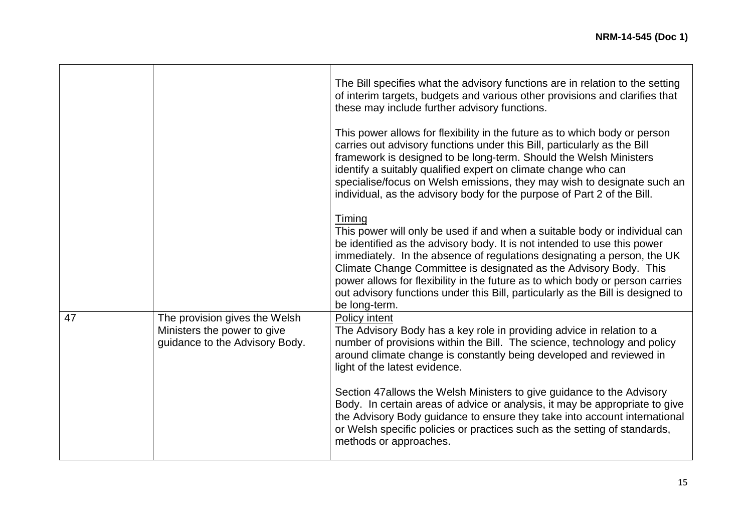| | | |
|---|---|---|
| | | The Bill specifies what the advisory functions are in relation to the setting of interim targets, budgets and various other provisions and clarifies that these may include further advisory functions.<br><br>This power allows for flexibility in the future as to which body or person carries out advisory functions under this Bill, particularly as the Bill framework is designed to be long-term. Should the Welsh Ministers identify a suitably qualified expert on climate change who can specialise/focus on Welsh emissions, they may wish to designate such an individual, as the advisory body for the purpose of Part 2 of the Bill.<br><br><u>Timing</u><br>This power will only be used if and when a suitable body or individual can be identified as the advisory body. It is not intended to use this power immediately. In the absence of regulations designating a person, the UK Climate Change Committee is designated as the Advisory Body. This power allows for flexibility in the future as to which body or person carries out advisory functions under this Bill, particularly as the Bill is designed to be long-term. |
| 47 | The provision gives the Welsh Ministers the power to give guidance to the Advisory Body. | <u>Policy intent</u><br>The Advisory Body has a key role in providing advice in relation to a number of provisions within the Bill. The science, technology and policy around climate change is constantly being developed and reviewed in light of the latest evidence.<br><br>Section 47allows the Welsh Ministers to give guidance to the Advisory Body. In certain areas of advice or analysis, it may be appropriate to give the Advisory Body guidance to ensure they take into account international or Welsh specific policies or practices such as the setting of standards, methods or approaches. |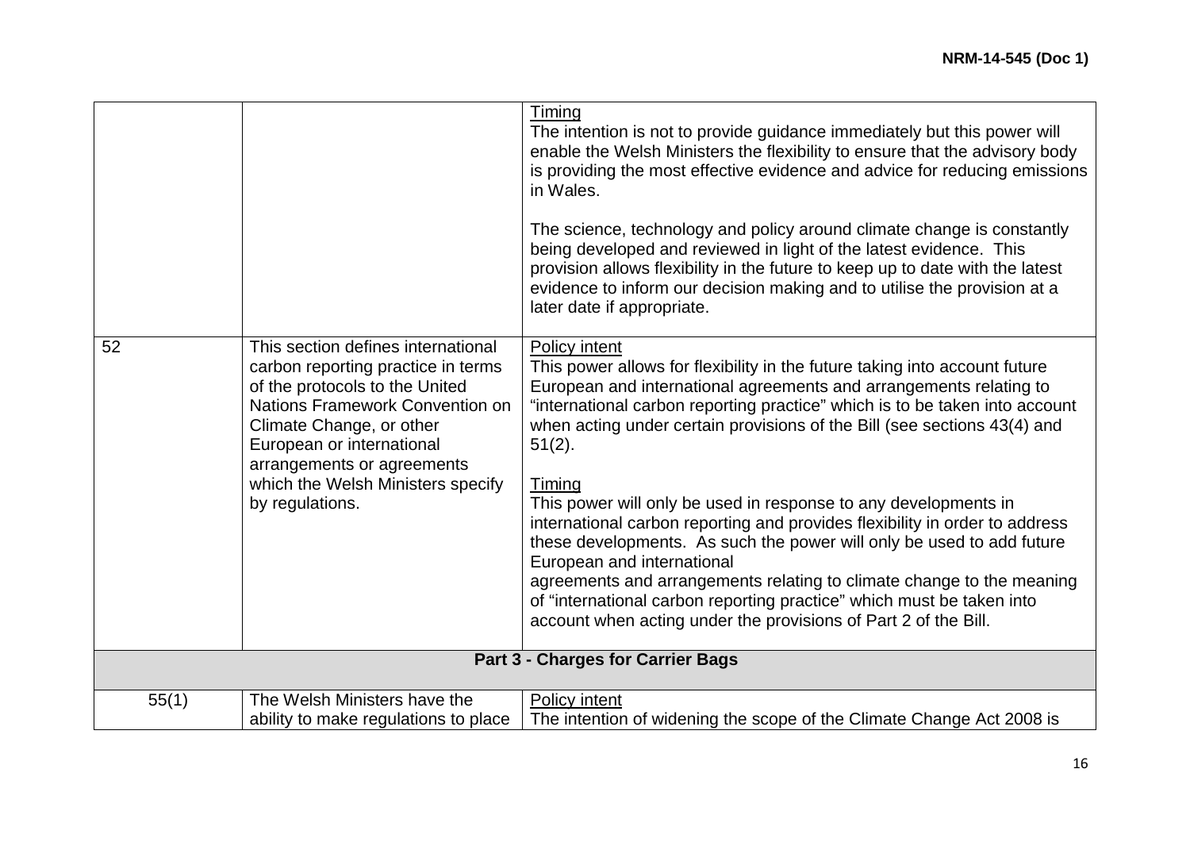| | | |
|---|---|---|
| | | Timing<br>The intention is not to provide guidance immediately but this power will enable the Welsh Ministers the flexibility to ensure that the advisory body is providing the most effective evidence and advice for reducing emissions in Wales.<br><br>The science, technology and policy around climate change is constantly being developed and reviewed in light of the latest evidence. This provision allows flexibility in the future to keep up to date with the latest evidence to inform our decision making and to utilise the provision at a later date if appropriate. |
| 52 | This section defines international carbon reporting practice in terms of the protocols to the United Nations Framework Convention on Climate Change, or other European or international arrangements or agreements which the Welsh Ministers specify by regulations. | Policy intent<br>This power allows for flexibility in the future taking into account future European and international agreements and arrangements relating to "international carbon reporting practice" which is to be taken into account when acting under certain provisions of the Bill (see sections 43(4) and 51(2).<br><br>Timing<br>This power will only be used in response to any developments in international carbon reporting and provides flexibility in order to address these developments. As such the power will only be used to add future European and international agreements and arrangements relating to climate change to the meaning of "international carbon reporting practice" which must be taken into account when acting under the provisions of Part 2 of the Bill. |
| **Part 3 - Charges for Carrier Bags** | | |
| 55(1) | The Welsh Ministers have the ability to make regulations to place | Policy intent<br>The intention of widening the scope of the Climate Change Act 2008 is |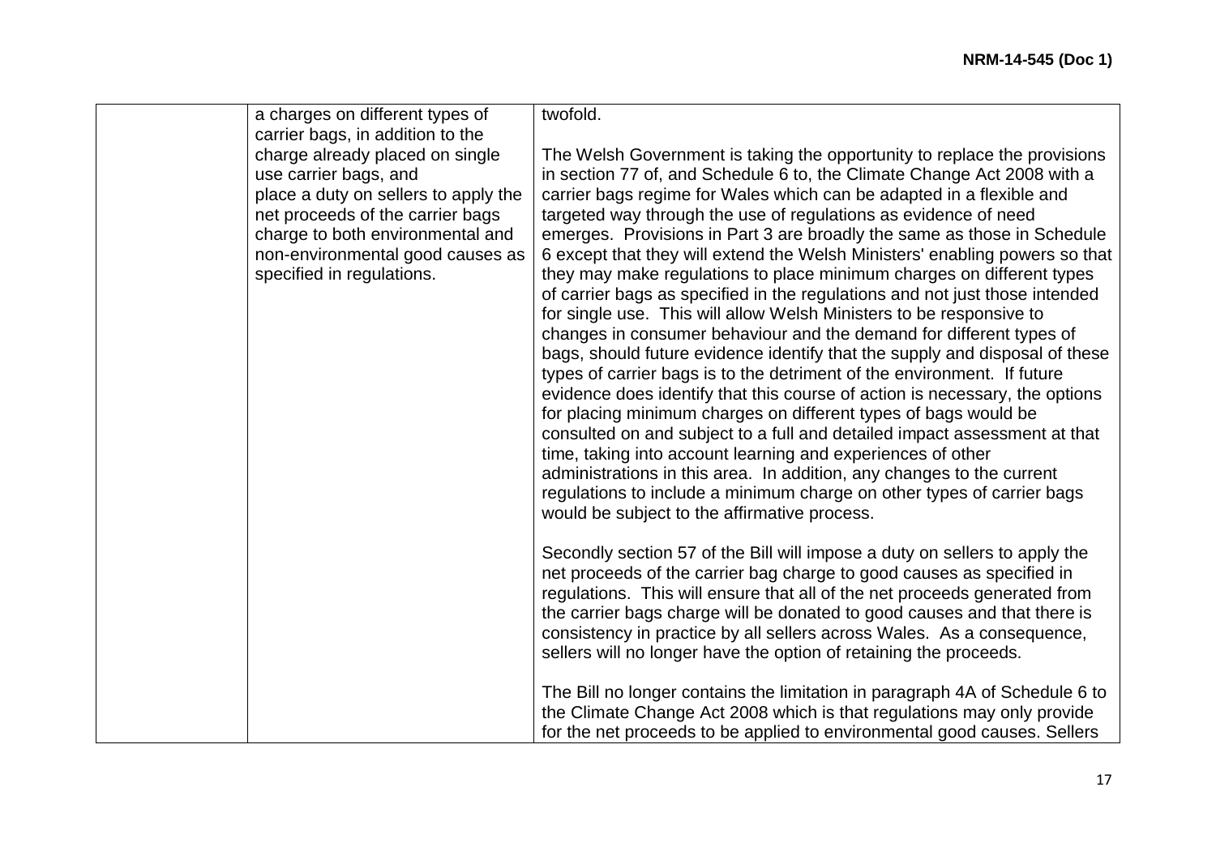| | | |
|---|---|---|
| | a charges on different types of carrier bags, in addition to the charge already placed on single use carrier bags, and place a duty on sellers to apply the net proceeds of the carrier bags charge to both environmental and non-environmental good causes as specified in regulations. | twofold.<br><br>The Welsh Government is taking the opportunity to replace the provisions in section 77 of, and Schedule 6 to, the Climate Change Act 2008 with a carrier bags regime for Wales which can be adapted in a flexible and targeted way through the use of regulations as evidence of need emerges. Provisions in Part 3 are broadly the same as those in Schedule 6 except that they will extend the Welsh Ministers' enabling powers so that they may make regulations to place minimum charges on different types of carrier bags as specified in the regulations and not just those intended for single use. This will allow Welsh Ministers to be responsive to changes in consumer behaviour and the demand for different types of bags, should future evidence identify that the supply and disposal of these types of carrier bags is to the detriment of the environment. If future evidence does identify that this course of action is necessary, the options for placing minimum charges on different types of bags would be consulted on and subject to a full and detailed impact assessment at that time, taking into account learning and experiences of other administrations in this area. In addition, any changes to the current regulations to include a minimum charge on other types of carrier bags would be subject to the affirmative process.<br><br>Secondly section 57 of the Bill will impose a duty on sellers to apply the net proceeds of the carrier bag charge to good causes as specified in regulations. This will ensure that all of the net proceeds generated from the carrier bags charge will be donated to good causes and that there is consistency in practice by all sellers across Wales. As a consequence, sellers will no longer have the option of retaining the proceeds.<br><br>The Bill no longer contains the limitation in paragraph 4A of Schedule 6 to the Climate Change Act 2008 which is that regulations may only provide for the net proceeds to be applied to environmental good causes. Sellers |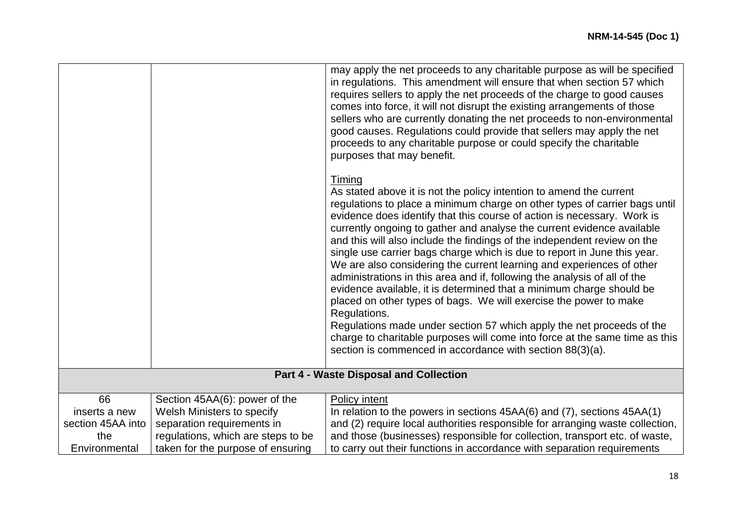| | | |
|---|---|---|
| | | may apply the net proceeds to any charitable purpose as will be specified in regulations. This amendment will ensure that when section 57 which requires sellers to apply the net proceeds of the charge to good causes comes into force, it will not disrupt the existing arrangements of those sellers who are currently donating the net proceeds to non-environmental good causes. Regulations could provide that sellers may apply the net proceeds to any charitable purpose or could specify the charitable purposes that may benefit.<br><br>Timing<br>As stated above it is not the policy intention to amend the current regulations to place a minimum charge on other types of carrier bags until evidence does identify that this course of action is necessary. Work is currently ongoing to gather and analyse the current evidence available and this will also include the findings of the independent review on the single use carrier bags charge which is due to report in June this year. We are also considering the current learning and experiences of other administrations in this area and if, following the analysis of all of the evidence available, it is determined that a minimum charge should be placed on other types of bags. We will exercise the power to make Regulations.<br>Regulations made under section 57 which apply the net proceeds of the charge to charitable purposes will come into force at the same time as this section is commenced in accordance with section 88(3)(a). |
| **Part 4 - Waste Disposal and Collection** | | |
| 66<br>inserts a new section 45AA into the Environmental | Section 45AA(6): power of the Welsh Ministers to specify separation requirements in regulations, which are steps to be taken for the purpose of ensuring | Policy intent<br>In relation to the powers in sections 45AA(6) and (7), sections 45AA(1) and (2) require local authorities responsible for arranging waste collection, and those (businesses) responsible for collection, transport etc. of waste, to carry out their functions in accordance with separation requirements |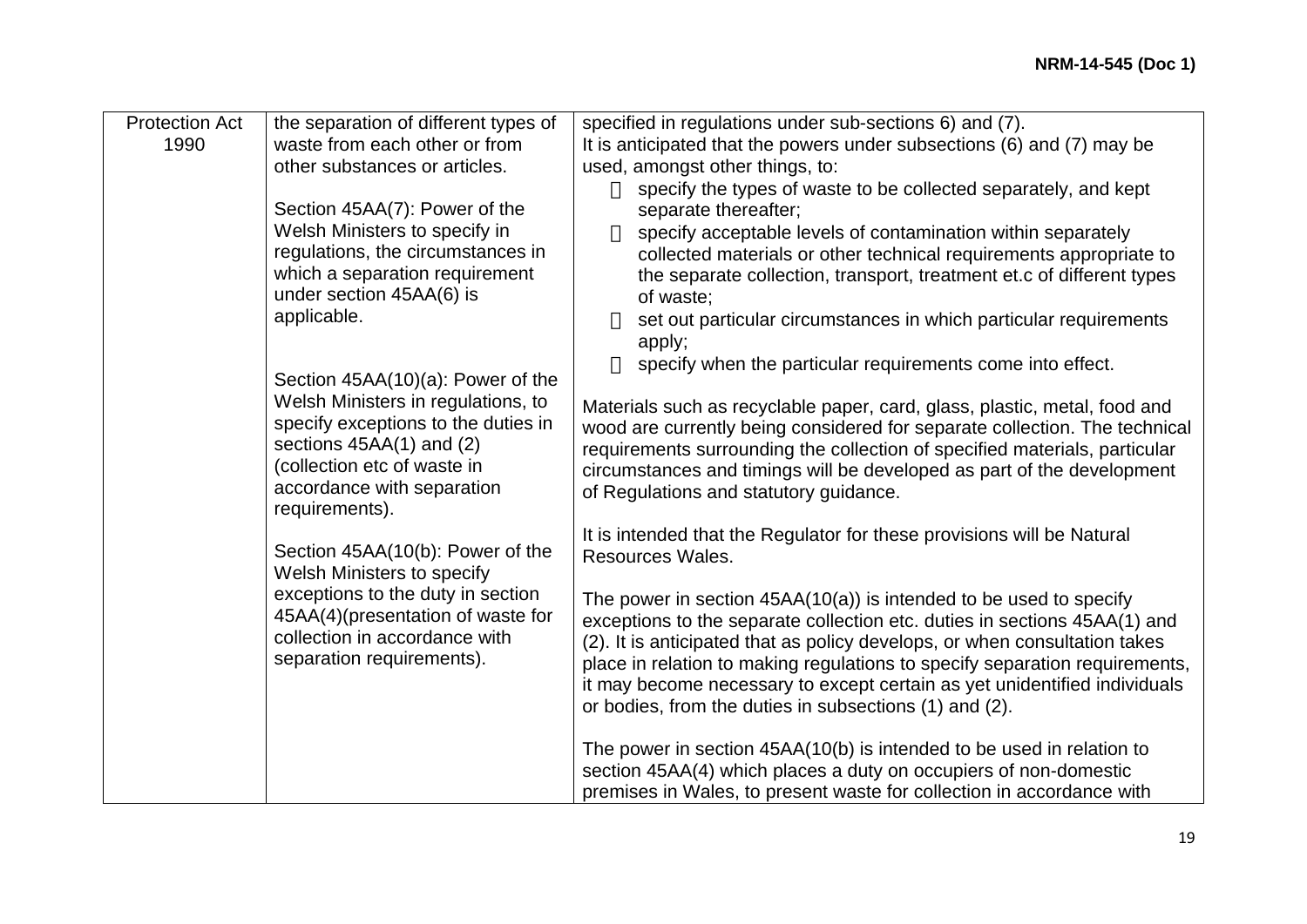| | | |
|---|---|---|
| Protection Act 1990 | the separation of different types of waste from each other or from other substances or articles.<br><br>Section 45AA(7): Power of the Welsh Ministers to specify in regulations, the circumstances in which a separation requirement under section 45AA(6) is applicable.<br><br>Section 45AA(10)(a): Power of the Welsh Ministers in regulations, to specify exceptions to the duties in sections 45AA(1) and (2) (collection etc of waste in accordance with separation requirements).<br><br>Section 45AA(10(b): Power of the Welsh Ministers to specify exceptions to the duty in section 45AA(4)(presentation of waste for collection in accordance with separation requirements). | specified in regulations under sub-sections 6) and (7).<br>It is anticipated that the powers under subsections (6) and (7) may be used, amongst other things, to:<br>- specify the types of waste to be collected separately, and kept separate thereafter;<br>- specify acceptable levels of contamination within separately collected materials or other technical requirements appropriate to the separate collection, transport, treatment et.c of different types of waste;<br>- set out particular circumstances in which particular requirements apply;<br>- specify when the particular requirements come into effect.<br><br>Materials such as recyclable paper, card, glass, plastic, metal, food and wood are currently being considered for separate collection. The technical requirements surrounding the collection of specified materials, particular circumstances and timings will be developed as part of the development of Regulations and statutory guidance.<br><br>It is intended that the Regulator for these provisions will be Natural Resources Wales.<br><br>The power in section 45AA(10(a)) is intended to be used to specify exceptions to the separate collection etc. duties in sections 45AA(1) and (2). It is anticipated that as policy develops, or when consultation takes place in relation to making regulations to specify separation requirements, it may become necessary to except certain as yet unidentified individuals or bodies, from the duties in subsections (1) and (2).<br><br>The power in section 45AA(10(b) is intended to be used in relation to section 45AA(4) which places a duty on occupiers of non-domestic premises in Wales, to present waste for collection in accordance with |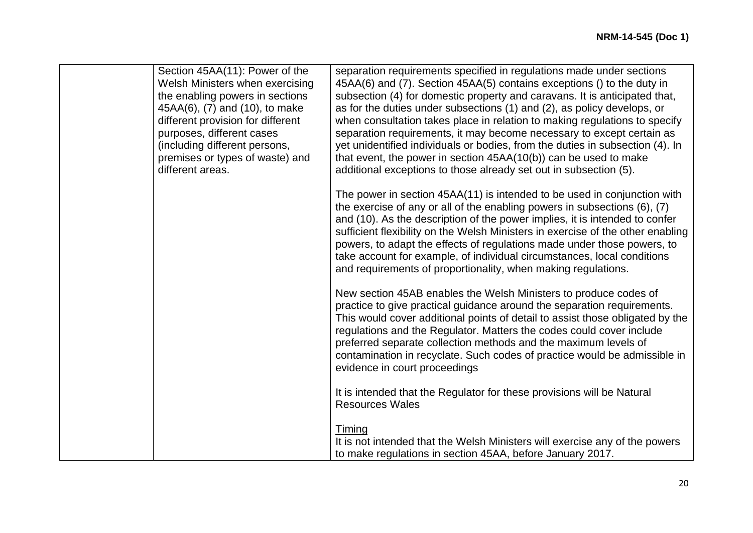|  |  |  |
|---|---|---|
|  | Section 45AA(11): Power of the Welsh Ministers when exercising the enabling powers in sections 45AA(6), (7) and (10), to make different provision for different purposes, different cases (including different persons, premises or types of waste) and different areas. | separation requirements specified in regulations made under sections 45AA(6) and (7). Section 45AA(5) contains exceptions () to the duty in subsection (4) for domestic property and caravans. It is anticipated that, as for the duties under subsections (1) and (2), as policy develops, or when consultation takes place in relation to making regulations to specify separation requirements, it may become necessary to except certain as yet unidentified individuals or bodies, from the duties in subsection (4). In that event, the power in section 45AA(10(b)) can be used to make additional exceptions to those already set out in subsection (5).<br><br>The power in section 45AA(11) is intended to be used in conjunction with the exercise of any or all of the enabling powers in subsections (6), (7) and (10). As the description of the power implies, it is intended to confer sufficient flexibility on the Welsh Ministers in exercise of the other enabling powers, to adapt the effects of regulations made under those powers, to take account for example, of individual circumstances, local conditions and requirements of proportionality, when making regulations.<br><br>New section 45AB enables the Welsh Ministers to produce codes of practice to give practical guidance around the separation requirements. This would cover additional points of detail to assist those obligated by the regulations and the Regulator. Matters the codes could cover include preferred separate collection methods and the maximum levels of contamination in recyclate. Such codes of practice would be admissible in evidence in court proceedings<br><br>It is intended that the Regulator for these provisions will be Natural Resources Wales<br><br><u>Timing</u><br>It is not intended that the Welsh Ministers will exercise any of the powers to make regulations in section 45AA, before January 2017. |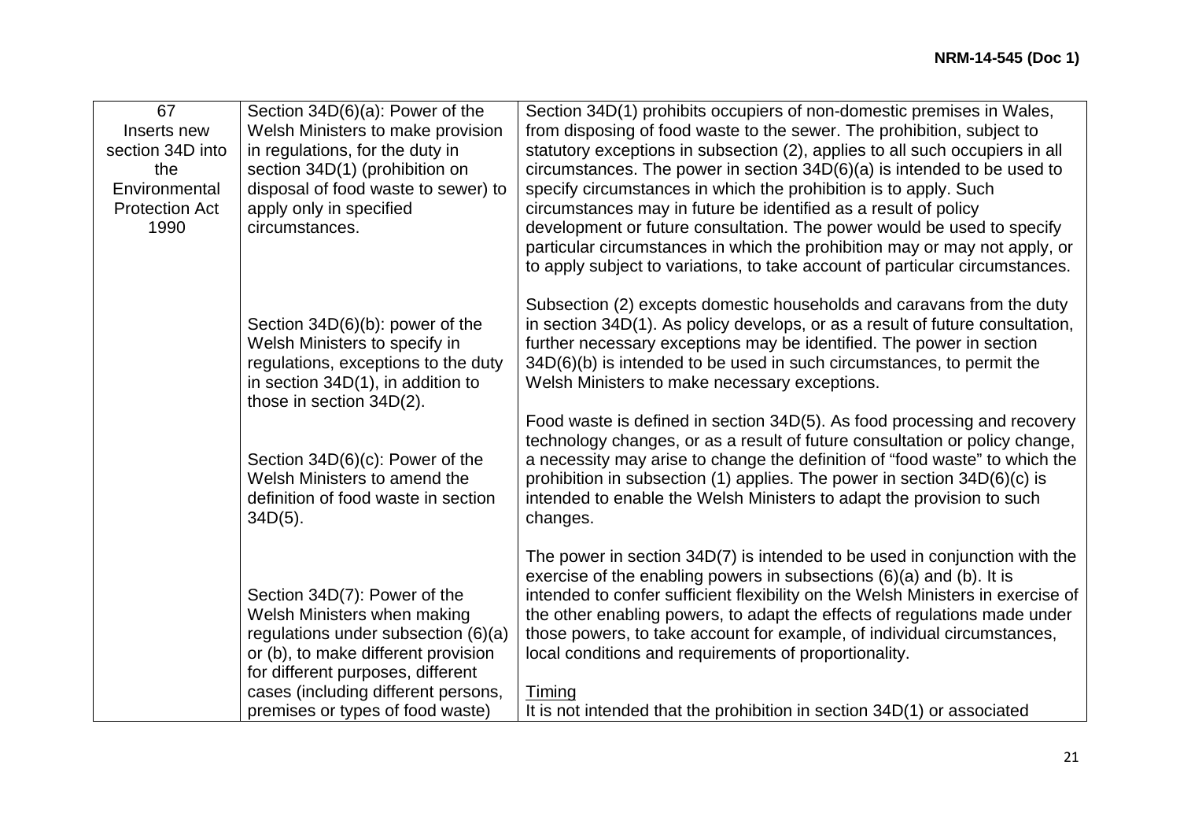| 67 Inserts new section 34D into the Environmental Protection Act 1990 | Section 34D(6)(a): Power of the Welsh Ministers to make provision in regulations, for the duty in section 34D(1) (prohibition on disposal of food waste to sewer) to apply only in specified circumstances. | Section 34D(1) prohibits occupiers of non-domestic premises in Wales, from disposing of food waste to the sewer. The prohibition, subject to statutory exceptions in subsection (2), applies to all such occupiers in all circumstances. The power in section 34D(6)(a) is intended to be used to specify circumstances in which the prohibition is to apply. Such circumstances may in future be identified as a result of policy development or future consultation. The power would be used to specify particular circumstances in which the prohibition may or may not apply, or to apply subject to variations, to take account of particular circumstances. |
|---|---|---|
| | Section 34D(6)(b): power of the Welsh Ministers to specify in regulations, exceptions to the duty in section 34D(1), in addition to those in section 34D(2). | Subsection (2) excepts domestic households and caravans from the duty in section 34D(1). As policy develops, or as a result of future consultation, further necessary exceptions may be identified. The power in section 34D(6)(b) is intended to be used in such circumstances, to permit the Welsh Ministers to make necessary exceptions. |
| | Section 34D(6)(c): Power of the Welsh Ministers to amend the definition of food waste in section 34D(5). | Food waste is defined in section 34D(5). As food processing and recovery technology changes, or as a result of future consultation or policy change, a necessity may arise to change the definition of "food waste" to which the prohibition in subsection (1) applies. The power in section 34D(6)(c) is intended to enable the Welsh Ministers to adapt the provision to such changes. |
| | Section 34D(7): Power of the Welsh Ministers when making regulations under subsection (6)(a) or (b), to make different provision for different purposes, different cases (including different persons, premises or types of food waste) | The power in section 34D(7) is intended to be used in conjunction with the exercise of the enabling powers in subsections (6)(a) and (b). It is intended to confer sufficient flexibility on the Welsh Ministers in exercise of the other enabling powers, to adapt the effects of regulations made under those powers, to take account for example, of individual circumstances, local conditions and requirements of proportionality.<br><br>Timing<br>It is not intended that the prohibition in section 34D(1) or associated |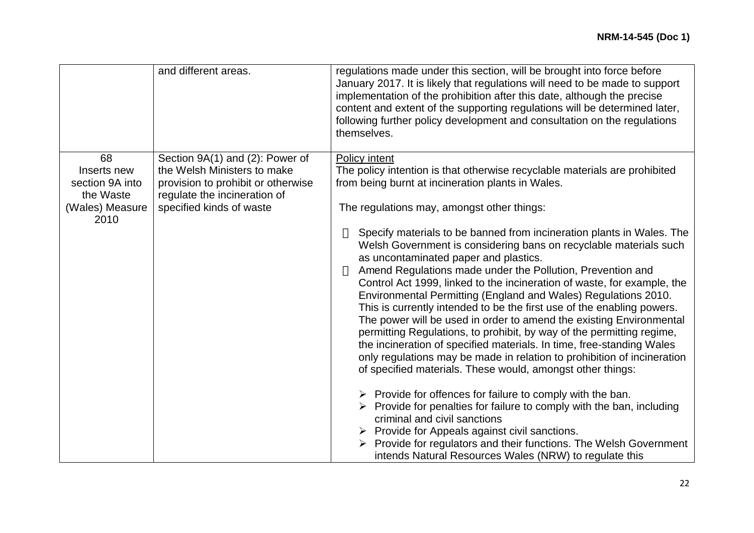| | | |
|---|---|---|
| | and different areas. | regulations made under this section, will be brought into force before January 2017. It is likely that regulations will need to be made to support implementation of the prohibition after this date, although the precise content and extent of the supporting regulations will be determined later, following further policy development and consultation on the regulations themselves. |
| 68 Inserts new section 9A into the Waste (Wales) Measure 2010 | Section 9A(1) and (2): Power of the Welsh Ministers to make provision to prohibit or otherwise regulate the incineration of specified kinds of waste | Policy intent<br>The policy intention is that otherwise recyclable materials are prohibited from being burnt at incineration plants in Wales.<br><br>The regulations may, amongst other things:<br><br>- Specify materials to be banned from incineration plants in Wales. The Welsh Government is considering bans on recyclable materials such as uncontaminated paper and plastics.<br>- Amend Regulations made under the Pollution, Prevention and Control Act 1999, linked to the incineration of waste, for example, the Environmental Permitting (England and Wales) Regulations 2010. This is currently intended to be the first use of the enabling powers. The power will be used in order to amend the existing Environmental permitting Regulations, to prohibit, by way of the permitting regime, the incineration of specified materials. In time, free-standing Wales only regulations may be made in relation to prohibition of incineration of specified materials. These would, amongst other things:<br><br>&nbsp;&nbsp;➢ Provide for offences for failure to comply with the ban.<br>&nbsp;&nbsp;➢ Provide for penalties for failure to comply with the ban, including criminal and civil sanctions<br>&nbsp;&nbsp;➢ Provide for Appeals against civil sanctions.<br>&nbsp;&nbsp;➢ Provide for regulators and their functions. The Welsh Government intends Natural Resources Wales (NRW) to regulate this |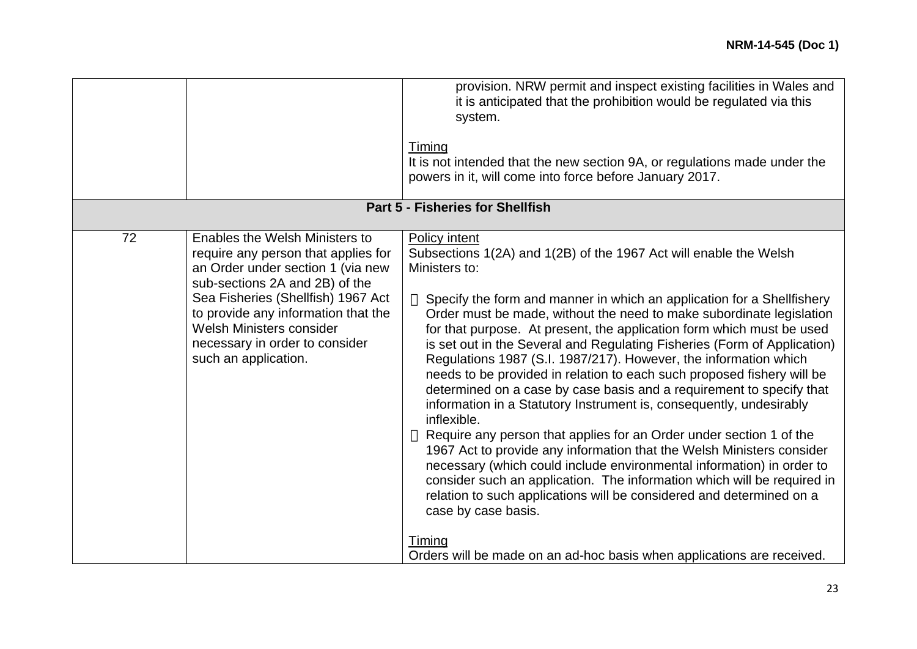| | | |
|---|---|---|
| | | provision. NRW permit and inspect existing facilities in Wales and it is anticipated that the prohibition would be regulated via this system.<br><br><u>Timing</u><br>It is not intended that the new section 9A, or regulations made under the powers in it, will come into force before January 2017. |
| **Part 5 - Fisheries for Shellfish** | | |
| 72 | Enables the Welsh Ministers to require any person that applies for an Order under section 1 (via new sub-sections 2A and 2B) of the Sea Fisheries (Shellfish) 1967 Act to provide any information that the Welsh Ministers consider necessary in order to consider such an application. | <u>Policy intent</u><br>Subsections 1(2A) and 1(2B) of the 1967 Act will enable the Welsh Ministers to:<br><br>• Specify the form and manner in which an application for a Shellfishery Order must be made, without the need to make subordinate legislation for that purpose. At present, the application form which must be used is set out in the Several and Regulating Fisheries (Form of Application) Regulations 1987 (S.I. 1987/217). However, the information which needs to be provided in relation to each such proposed fishery will be determined on a case by case basis and a requirement to specify that information in a Statutory Instrument is, consequently, undesirably inflexible.<br>• Require any person that applies for an Order under section 1 of the 1967 Act to provide any information that the Welsh Ministers consider necessary (which could include environmental information) in order to consider such an application. The information which will be required in relation to such applications will be considered and determined on a case by case basis.<br><br><u>Timing</u><br>Orders will be made on an ad-hoc basis when applications are received. |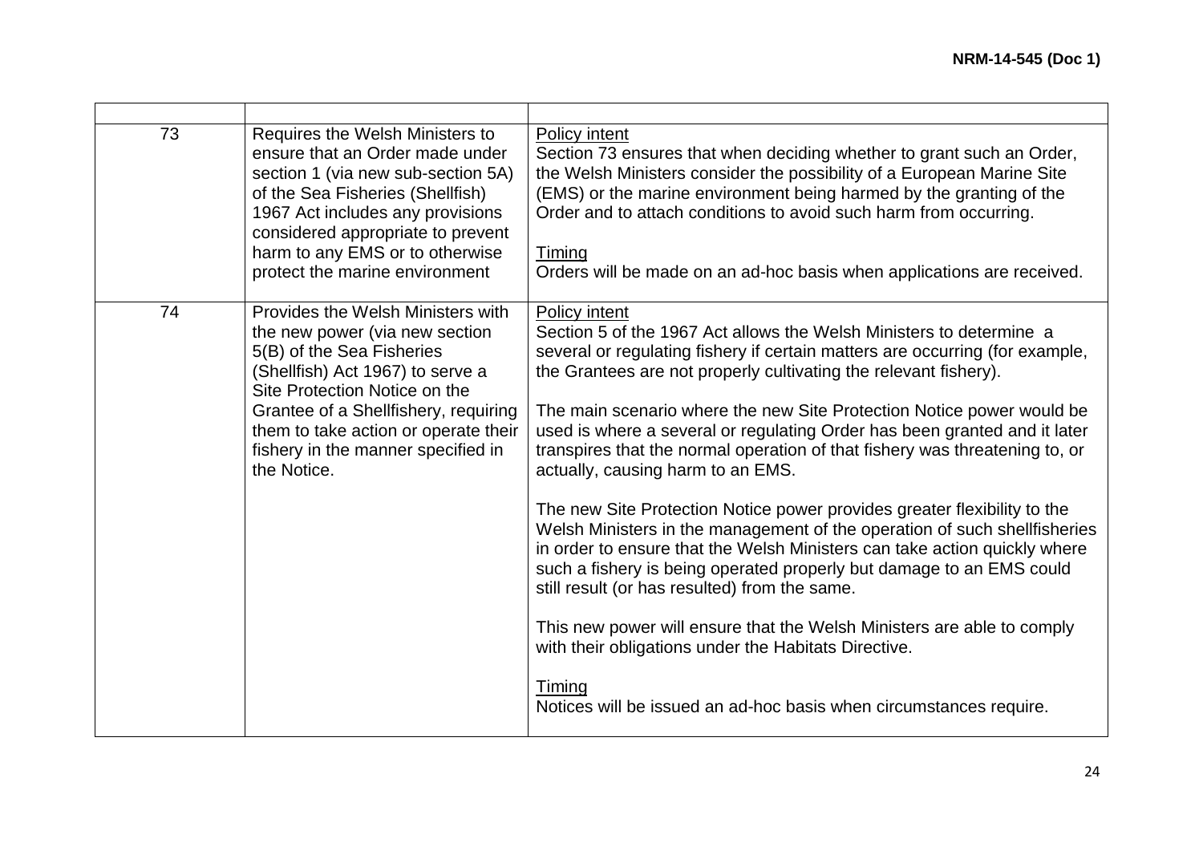| | | |
|---|---|---|
| 73 | Requires the Welsh Ministers to ensure that an Order made under section 1 (via new sub-section 5A) of the Sea Fisheries (Shellfish) 1967 Act includes any provisions considered appropriate to prevent harm to any EMS or to otherwise protect the marine environment | Policy intent<br>Section 73 ensures that when deciding whether to grant such an Order, the Welsh Ministers consider the possibility of a European Marine Site (EMS) or the marine environment being harmed by the granting of the Order and to attach conditions to avoid such harm from occurring.<br><br>Timing<br>Orders will be made on an ad-hoc basis when applications are received. |
| 74 | Provides the Welsh Ministers with the new power (via new section 5(B) of the Sea Fisheries (Shellfish) Act 1967) to serve a Site Protection Notice on the Grantee of a Shellfishery, requiring them to take action or operate their fishery in the manner specified in the Notice. | Policy intent<br>Section 5 of the 1967 Act allows the Welsh Ministers to determine a several or regulating fishery if certain matters are occurring (for example, the Grantees are not properly cultivating the relevant fishery).<br><br>The main scenario where the new Site Protection Notice power would be used is where a several or regulating Order has been granted and it later transpires that the normal operation of that fishery was threatening to, or actually, causing harm to an EMS.<br><br>The new Site Protection Notice power provides greater flexibility to the Welsh Ministers in the management of the operation of such shellfisheries in order to ensure that the Welsh Ministers can take action quickly where such a fishery is being operated properly but damage to an EMS could still result (or has resulted) from the same.<br><br>This new power will ensure that the Welsh Ministers are able to comply with their obligations under the Habitats Directive.<br><br>Timing<br>Notices will be issued an ad-hoc basis when circumstances require. |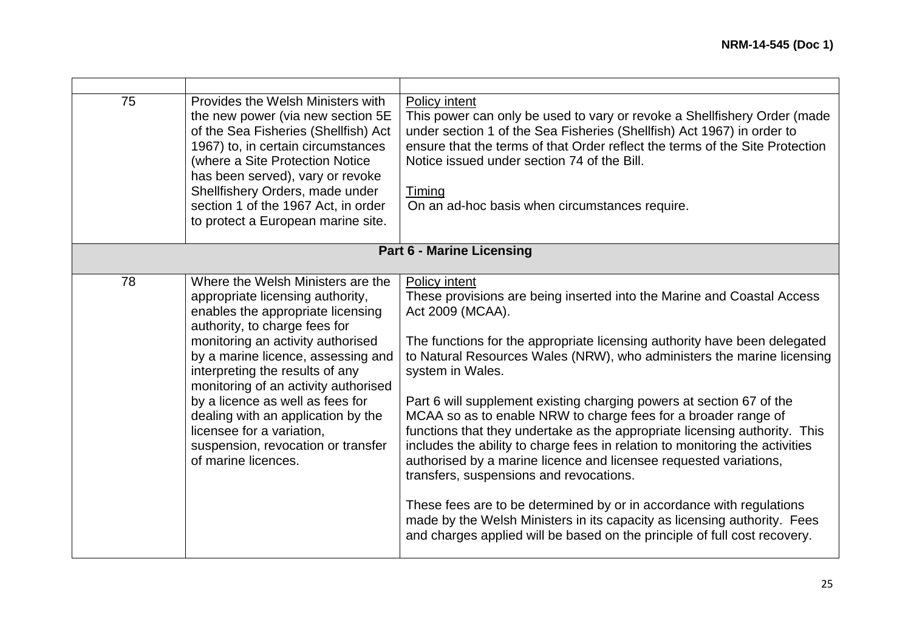| | | |
|---|---|---|
| 75 | Provides the Welsh Ministers with the new power (via new section 5E of the Sea Fisheries (Shellfish) Act 1967) to, in certain circumstances (where a Site Protection Notice has been served), vary or revoke Shellfishery Orders, made under section 1 of the 1967 Act, in order to protect a European marine site. | Policy intent<br>This power can only be used to vary or revoke a Shellfishery Order (made under section 1 of the Sea Fisheries (Shellfish) Act 1967) in order to ensure that the terms of that Order reflect the terms of the Site Protection Notice issued under section 74 of the Bill.<br><br>Timing<br>On an ad-hoc basis when circumstances require. |
| **Part 6 - Marine Licensing** | | |
| 78 | Where the Welsh Ministers are the appropriate licensing authority, enables the appropriate licensing authority, to charge fees for monitoring an activity authorised by a marine licence, assessing and interpreting the results of any monitoring of an activity authorised by a licence as well as fees for dealing with an application by the licensee for a variation, suspension, revocation or transfer of marine licences. | Policy intent<br>These provisions are being inserted into the Marine and Coastal Access Act 2009 (MCAA).<br><br>The functions for the appropriate licensing authority have been delegated to Natural Resources Wales (NRW), who administers the marine licensing system in Wales.<br><br>Part 6 will supplement existing charging powers at section 67 of the MCAA so as to enable NRW to charge fees for a broader range of functions that they undertake as the appropriate licensing authority. This includes the ability to charge fees in relation to monitoring the activities authorised by a marine licence and licensee requested variations, transfers, suspensions and revocations.<br><br>These fees are to be determined by or in accordance with regulations made by the Welsh Ministers in its capacity as licensing authority. Fees and charges applied will be based on the principle of full cost recovery. |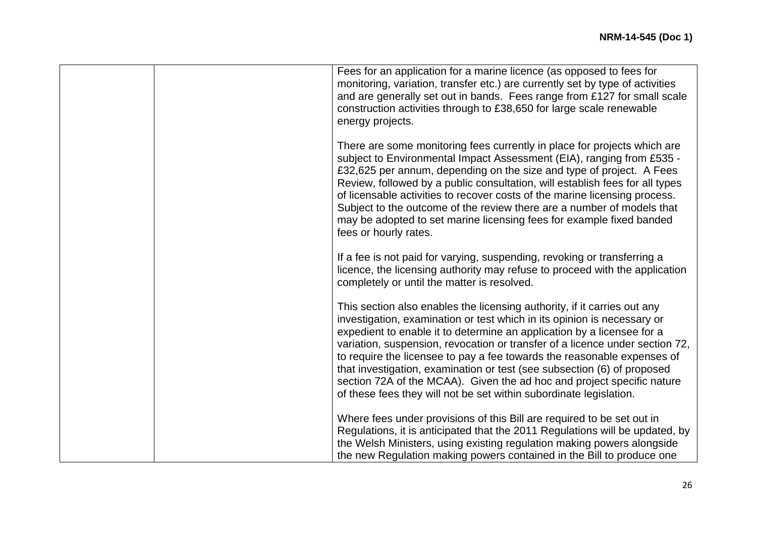| | | |
|---|---|---|
| | | Fees for an application for a marine licence (as opposed to fees for monitoring, variation, transfer etc.) are currently set by type of activities and are generally set out in bands. Fees range from £127 for small scale construction activities through to £38,650 for large scale renewable energy projects.<br><br>There are some monitoring fees currently in place for projects which are subject to Environmental Impact Assessment (EIA), ranging from £535 - £32,625 per annum, depending on the size and type of project. A Fees Review, followed by a public consultation, will establish fees for all types of licensable activities to recover costs of the marine licensing process. Subject to the outcome of the review there are a number of models that may be adopted to set marine licensing fees for example fixed banded fees or hourly rates.<br><br>If a fee is not paid for varying, suspending, revoking or transferring a licence, the licensing authority may refuse to proceed with the application completely or until the matter is resolved.<br><br>This section also enables the licensing authority, if it carries out any investigation, examination or test which in its opinion is necessary or expedient to enable it to determine an application by a licensee for a variation, suspension, revocation or transfer of a licence under section 72, to require the licensee to pay a fee towards the reasonable expenses of that investigation, examination or test (see subsection (6) of proposed section 72A of the MCAA). Given the ad hoc and project specific nature of these fees they will not be set within subordinate legislation.<br><br>Where fees under provisions of this Bill are required to be set out in Regulations, it is anticipated that the 2011 Regulations will be updated, by the Welsh Ministers, using existing regulation making powers alongside the new Regulation making powers contained in the Bill to produce one |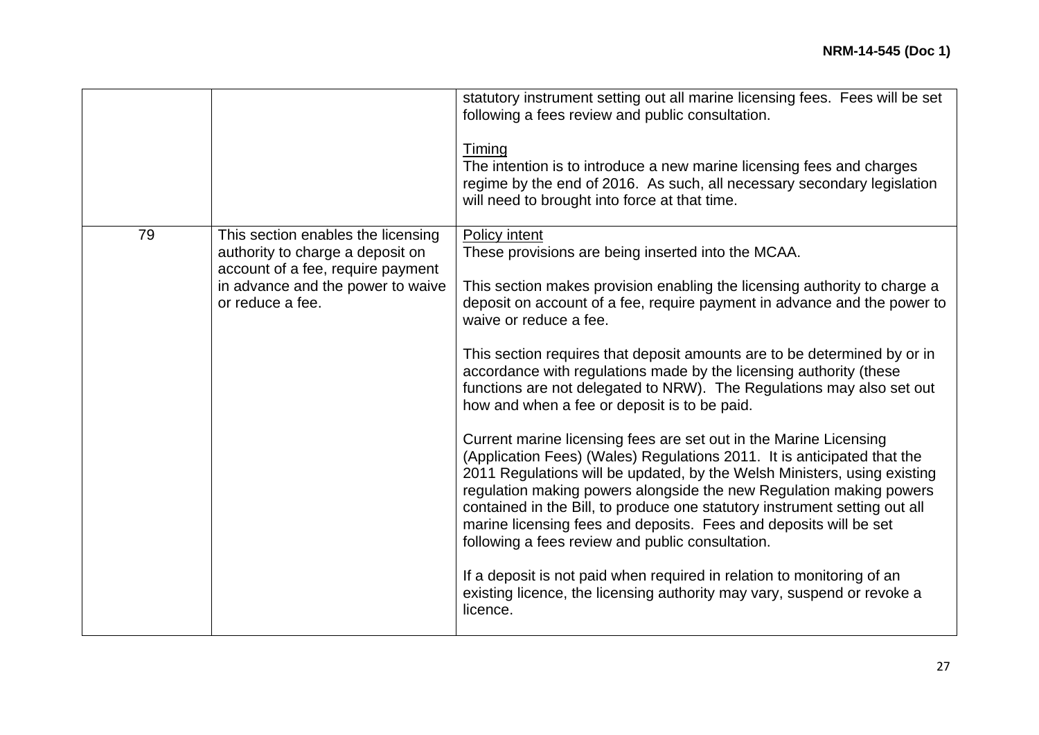| | | |
|---|---|---|
| | | statutory instrument setting out all marine licensing fees. Fees will be set following a fees review and public consultation.<br><br>Timing<br>The intention is to introduce a new marine licensing fees and charges regime by the end of 2016. As such, all necessary secondary legislation will need to brought into force at that time. |
| 79 | This section enables the licensing authority to charge a deposit on account of a fee, require payment in advance and the power to waive or reduce a fee. | Policy intent<br>These provisions are being inserted into the MCAA.<br><br>This section makes provision enabling the licensing authority to charge a deposit on account of a fee, require payment in advance and the power to waive or reduce a fee.<br><br>This section requires that deposit amounts are to be determined by or in accordance with regulations made by the licensing authority (these functions are not delegated to NRW). The Regulations may also set out how and when a fee or deposit is to be paid.<br><br>Current marine licensing fees are set out in the Marine Licensing (Application Fees) (Wales) Regulations 2011. It is anticipated that the 2011 Regulations will be updated, by the Welsh Ministers, using existing regulation making powers alongside the new Regulation making powers contained in the Bill, to produce one statutory instrument setting out all marine licensing fees and deposits. Fees and deposits will be set following a fees review and public consultation.<br><br>If a deposit is not paid when required in relation to monitoring of an existing licence, the licensing authority may vary, suspend or revoke a licence. |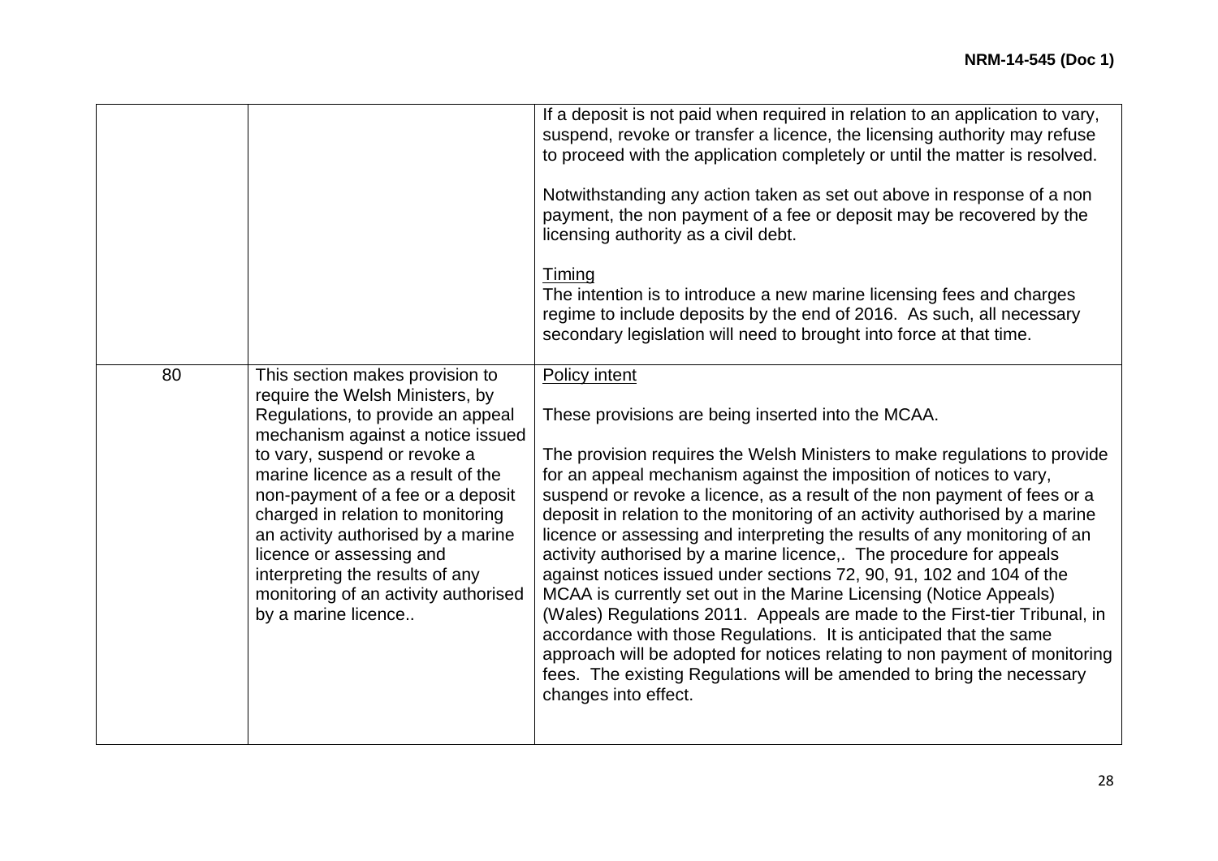| | | |
|---|---|---|
| | | If a deposit is not paid when required in relation to an application to vary, suspend, revoke or transfer a licence, the licensing authority may refuse to proceed with the application completely or until the matter is resolved.<br><br>Notwithstanding any action taken as set out above in response of a non payment, the non payment of a fee or deposit may be recovered by the licensing authority as a civil debt.<br><br><u>Timing</u><br>The intention is to introduce a new marine licensing fees and charges regime to include deposits by the end of 2016. As such, all necessary secondary legislation will need to brought into force at that time. |
| 80 | This section makes provision to require the Welsh Ministers, by Regulations, to provide an appeal mechanism against a notice issued to vary, suspend or revoke a marine licence as a result of the non-payment of a fee or a deposit charged in relation to monitoring an activity authorised by a marine licence or assessing and interpreting the results of any monitoring of an activity authorised by a marine licence.. | <u>Policy intent</u><br><br>These provisions are being inserted into the MCAA.<br><br>The provision requires the Welsh Ministers to make regulations to provide for an appeal mechanism against the imposition of notices to vary, suspend or revoke a licence, as a result of the non payment of fees or a deposit in relation to the monitoring of an activity authorised by a marine licence or assessing and interpreting the results of any monitoring of an activity authorised by a marine licence,. The procedure for appeals against notices issued under sections 72, 90, 91, 102 and 104 of the MCAA is currently set out in the Marine Licensing (Notice Appeals) (Wales) Regulations 2011. Appeals are made to the First-tier Tribunal, in accordance with those Regulations. It is anticipated that the same approach will be adopted for notices relating to non payment of monitoring fees. The existing Regulations will be amended to bring the necessary changes into effect. |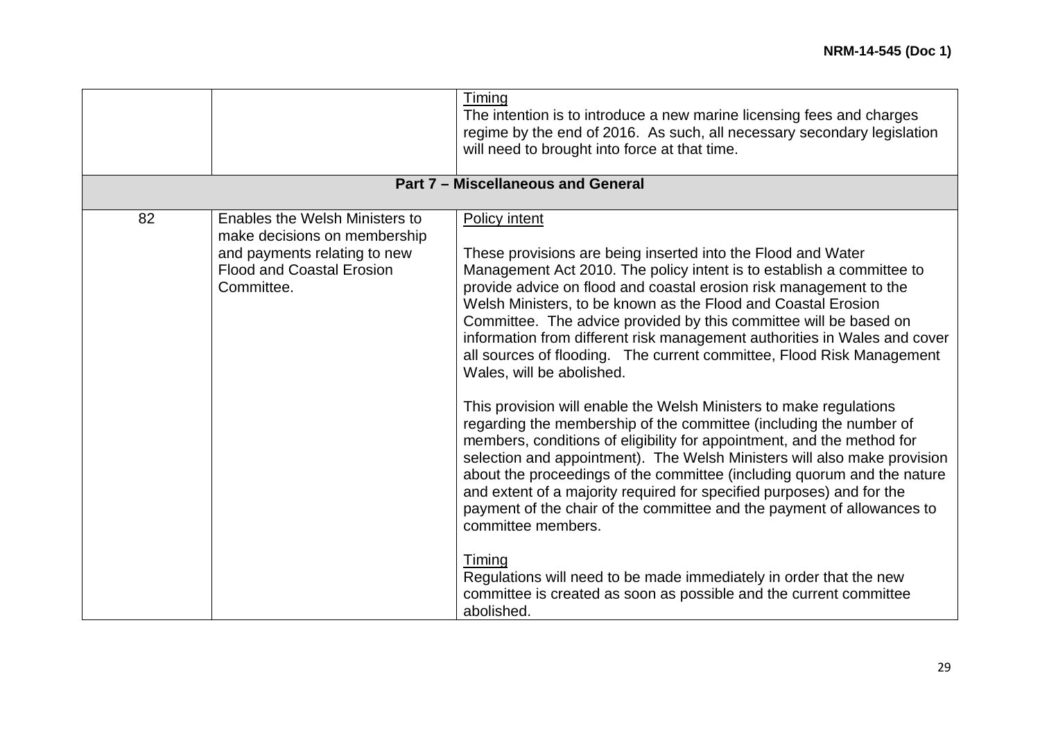| | | |
|---|---|---|
| | | Timing<br>The intention is to introduce a new marine licensing fees and charges regime by the end of 2016. As such, all necessary secondary legislation will need to brought into force at that time. |
| **Part 7 – Miscellaneous and General** | | |
| 82 | Enables the Welsh Ministers to make decisions on membership and payments relating to new Flood and Coastal Erosion Committee. | Policy intent<br><br>These provisions are being inserted into the Flood and Water Management Act 2010. The policy intent is to establish a committee to provide advice on flood and coastal erosion risk management to the Welsh Ministers, to be known as the Flood and Coastal Erosion Committee. The advice provided by this committee will be based on information from different risk management authorities in Wales and cover all sources of flooding. The current committee, Flood Risk Management Wales, will be abolished.<br><br>This provision will enable the Welsh Ministers to make regulations regarding the membership of the committee (including the number of members, conditions of eligibility for appointment, and the method for selection and appointment). The Welsh Ministers will also make provision about the proceedings of the committee (including quorum and the nature and extent of a majority required for specified purposes) and for the payment of the chair of the committee and the payment of allowances to committee members.<br><br>Timing<br>Regulations will need to be made immediately in order that the new committee is created as soon as possible and the current committee abolished. |